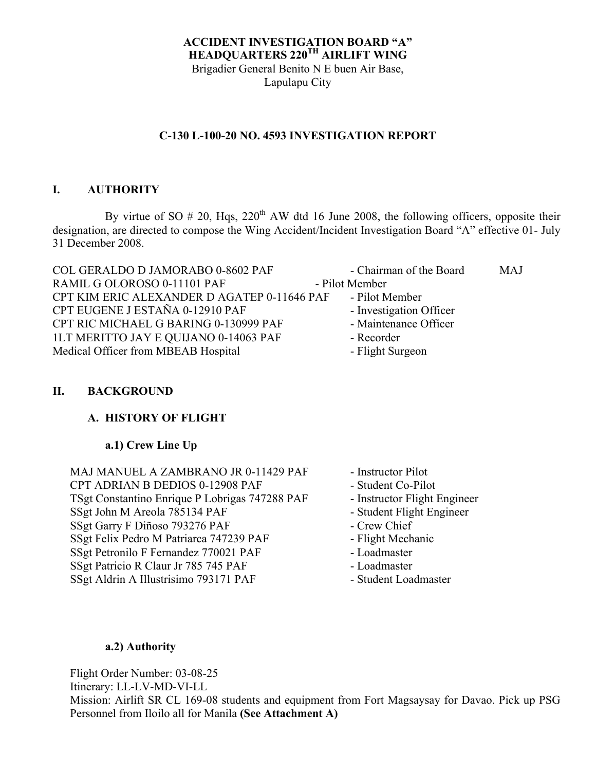**ACCIDENT INVESTIGATION BOARD "A"**
**HEADQUARTERS 220TH AIRLIFT WING**
Brigadier General Benito N E buen Air Base,
Lapulapu City

**C-130 L-100-20 NO. 4593 INVESTIGATION REPORT**

## I. AUTHORITY

By virtue of SO # 20, Hqs, 220th AW dtd 16 June 2008, the following officers, opposite their designation, are directed to compose the Wing Accident/Incident Investigation Board "A" effective 01- July 31 December 2008.

COL GERALDO D JAMORABO 0-8602 PAF - Chairman of the Board
MAJ RAMIL G OLOROSO 0-11101 PAF - Pilot Member
CPT KIM ERIC ALEXANDER D AGATEP 0-11646 PAF - Pilot Member
CPT EUGENE J ESTAÑA 0-12910 PAF - Investigation Officer
CPT RIC MICHAEL G BARING 0-130999 PAF - Maintenance Officer
1LT MERITTO JAY E QUIJANO 0-14063 PAF - Recorder
Medical Officer from MBEAB Hospital - Flight Surgeon

## II. BACKGROUND

### A. HISTORY OF FLIGHT

#### a.1) Crew Line Up

MAJ MANUEL A ZAMBRANO JR 0-11429 PAF - Instructor Pilot
CPT ADRIAN B DEDIOS 0-12908 PAF - Student Co-Pilot
TSgt Constantino Enrique P Lobrigas 747288 PAF - Instructor Flight Engineer
SSgt John M Areola 785134 PAF - Student Flight Engineer
SSgt Garry F Diñoso 793276 PAF - Crew Chief
SSgt Felix Pedro M Patriarca 747239 PAF - Flight Mechanic
SSgt Petronilo F Fernandez 770021 PAF - Loadmaster
SSgt Patricio R Claur Jr 785 745 PAF - Loadmaster
SSgt Aldrin A Illustrisimo 793171 PAF - Student Loadmaster

#### a.2) Authority

Flight Order Number: 03-08-25
Itinerary: LL-LV-MD-VI-LL
Mission: Airlift SR CL 169-08 students and equipment from Fort Magsaysay for Davao. Pick up PSG Personnel from Iloilo all for Manila **(See Attachment A)**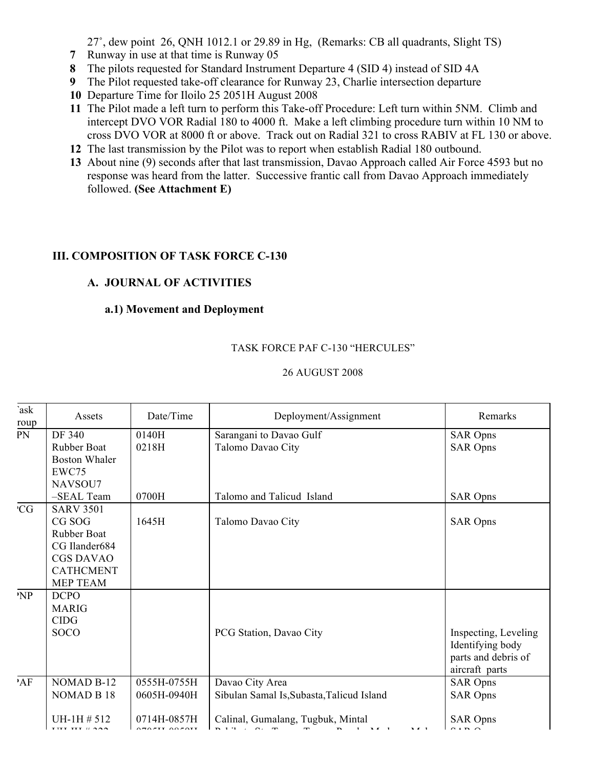27˚, dew point  26, QNH 1012.1 or 29.89 in Hg,  (Remarks: CB all quadrants, Slight TS)

7. Runway in use at that time is Runway 05
8. The pilots requested for Standard Instrument Departure 4 (SID 4) instead of SID 4A
9. The Pilot requested take-off clearance for Runway 23, Charlie intersection departure
10. Departure Time for Iloilo 25 2051H August 2008
11. The Pilot made a left turn to perform this Take-off Procedure: Left turn within 5NM.  Climb and intercept DVO VOR Radial 180 to 4000 ft.  Make a left climbing procedure turn within 10 NM to cross DVO VOR at 8000 ft or above.  Track out on Radial 321 to cross RABIV at FL 130 or above.
12. The last transmission by the Pilot was to report when establish Radial 180 outbound.
13. About nine (9) seconds after that last transmission, Davao Approach called Air Force 4593 but no response was heard from the latter.  Successive frantic call from Davao Approach immediately followed. **(See Attachment E)**

## III. COMPOSITION OF TASK FORCE C-130

### A. JOURNAL OF ACTIVITIES

#### a.1) Movement and Deployment

TASK FORCE PAF C-130 "HERCULES"

26 AUGUST 2008

| Task Group | Assets | Date/Time | Deployment/Assignment | Remarks |
|---|---|---|---|---|
| PN | DF 340 | 0140H | Sarangani to Davao Gulf | SAR Opns |
| | Rubber Boat | 0218H | Talomo Davao City | SAR Opns |
| | Boston Whaler | | | |
| | EWC75 | | | |
| | NAVSOU7 | | | |
| | –SEAL Team | 0700H | Talomo and Talicud  Island | SAR Opns |
| PCG | SARV 3501 | | | |
| | CG SOG | 1645H | Talomo Davao City | SAR Opns |
| | Rubber Boat | | | |
| | CG Ilander684 | | | |
| | CGS DAVAO | | | |
| | CATHCMENT | | | |
| | MEP TEAM | | | |
| PNP | DCPO | | | |
| | MARIG | | | |
| | CIDG | | | |
| | SOCO | | PCG Station, Davao City | Inspecting, Leveling Identifying body parts and debris of aircraft  parts |
| PAF | NOMAD B-12 | 0555H-0755H | Davao City Area | SAR Opns |
| | NOMAD B 18 | 0605H-0940H | Sibulan Samal Is,Subasta,Talicud Island | SAR Opns |
| | UH-1H # 512 | 0714H-0857H | Calinal, Gumalang, Tugbuk, Mintal | SAR Opns |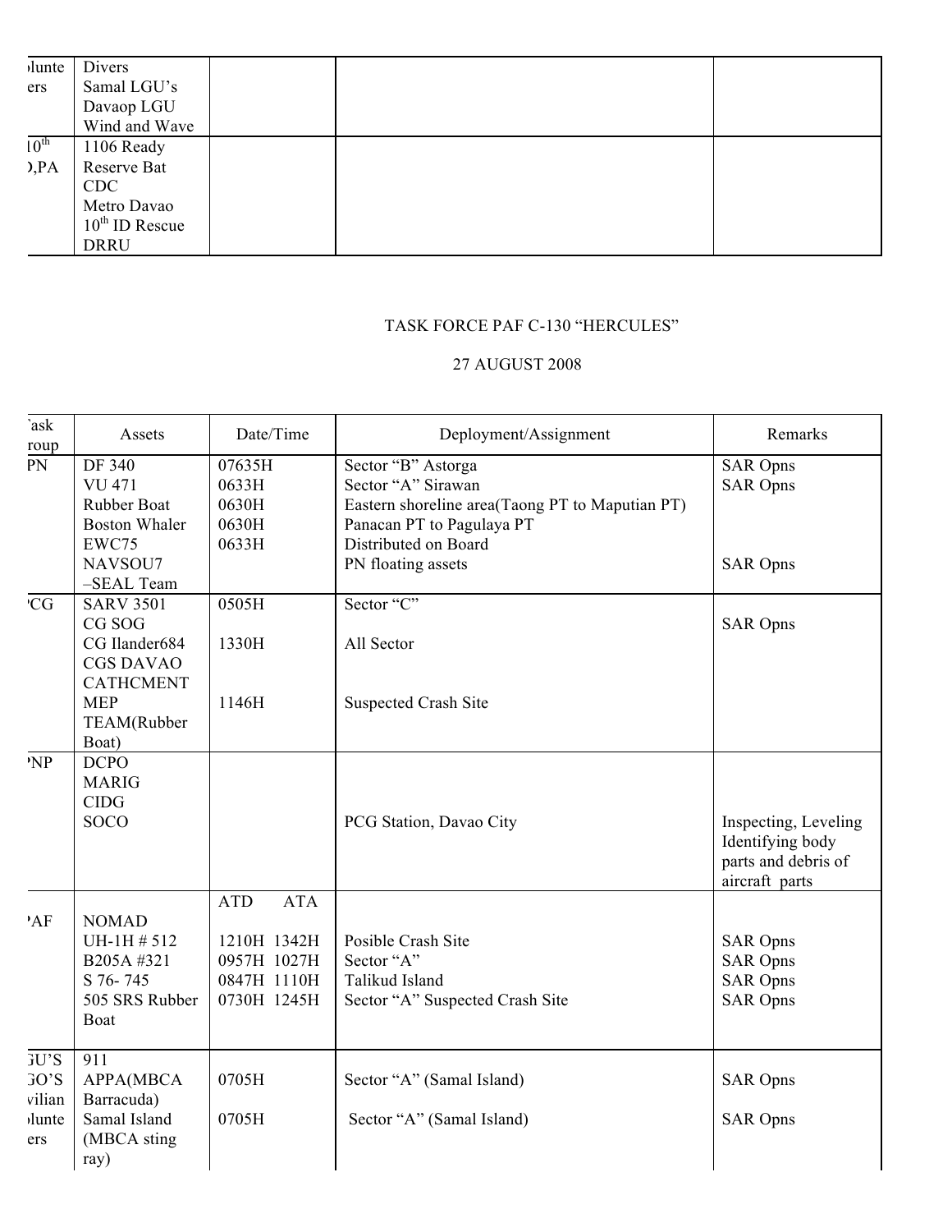| olunteers | Divers<br>Samal LGU's<br>Davaop LGU<br>Wind and Wave | | | |
|---|---|---|---|---|
| 10th D,PA | 1106 Ready Reserve Bat<br>CDC<br>Metro Davao<br>10th ID Rescue<br>DRRU | | | |

TASK FORCE PAF C-130 "HERCULES"

27 AUGUST 2008

| Task Group | Assets | Date/Time | Deployment/Assignment | Remarks |
|---|---|---|---|---|
| PN | DF 340<br>VU 471<br>Rubber Boat<br>Boston Whaler<br>EWC75<br>NAVSOU7 –SEAL Team | 07635H<br>0633H<br>0630H<br>0630H<br>0633H | Sector "B" Astorga<br>Sector "A" Sirawan<br>Eastern shoreline area(Taong PT to Maputian PT)<br>Panacan PT to Pagulaya PT<br>Distributed on Board<br>PN floating assets | SAR Opns<br>SAR Opns<br><br><br><br>SAR Opns |
| PCG | SARV 3501<br>CG SOG<br>CG Ilander684<br>CGS DAVAO CATHCMENT<br>MEP TEAM(Rubber Boat) | 0505H<br><br>1330H<br><br>1146H | Sector "C"<br><br>All Sector<br><br>Suspected Crash Site | <br>SAR Opns |
| PNP | DCPO<br>MARIG<br>CIDG<br>SOCO | | PCG Station, Davao City | Inspecting, Leveling Identifying body parts and debris of aircraft parts |
| PAF | NOMAD<br>UH-1H # 512<br>B205A #321<br>S 76- 745<br>505 SRS Rubber Boat | ATD ATA<br>1210H 1342H<br>0957H 1027H<br>0847H 1110H<br>0730H 1245H | <br>Posible Crash Site<br>Sector "A"<br>Talikud Island<br>Sector "A" Suspected Crash Site | <br>SAR Opns<br>SAR Opns<br>SAR Opns<br>SAR Opns |
| LGU'S NGO'S Civilian Volunteers | 911<br>APPA(MBCA Barracuda)<br>Samal Island (MBCA sting ray) | <br>0705H<br>0705H | <br>Sector "A" (Samal Island)<br>Sector "A" (Samal Island) | <br>SAR Opns<br>SAR Opns |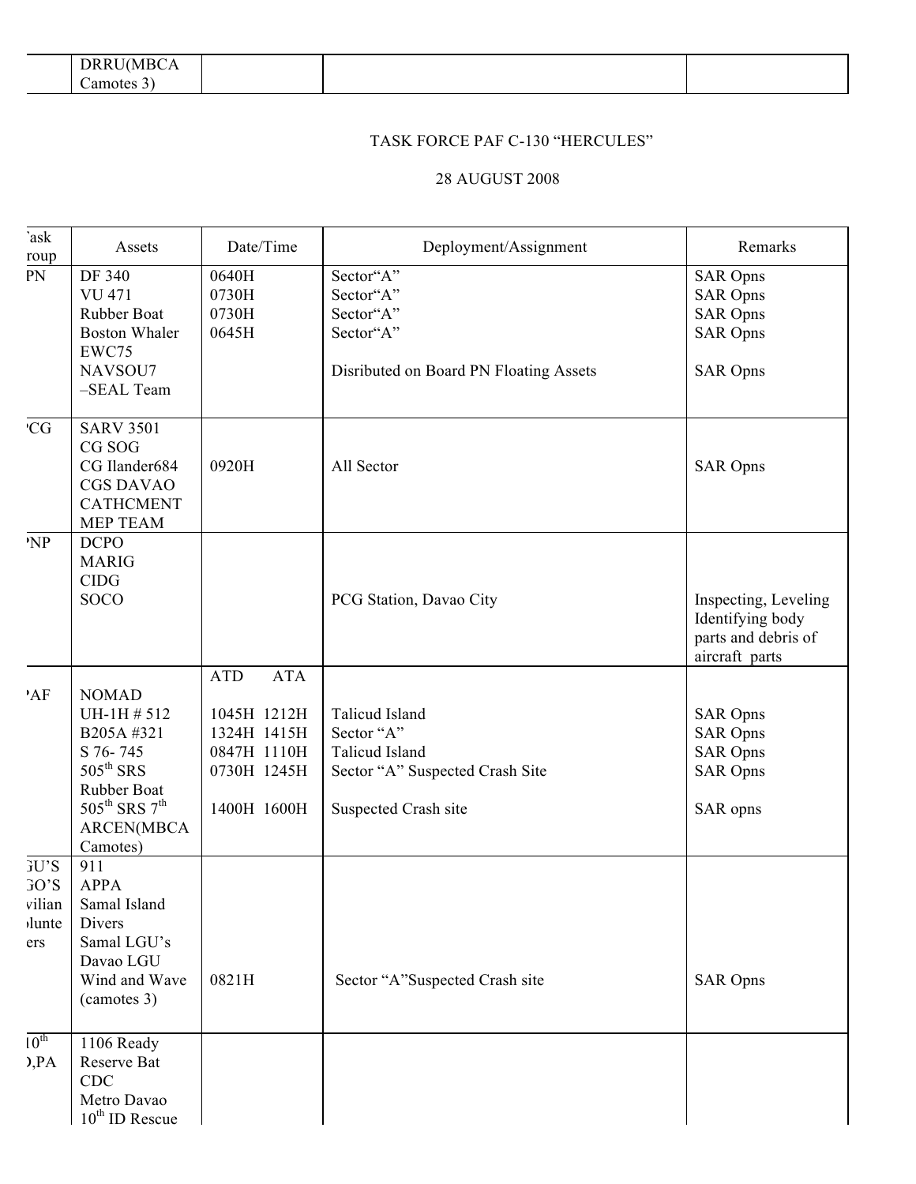| | DRRU(MBCA Camotes 3) | | | |
|---|---|---|---|---|

TASK FORCE PAF C-130 "HERCULES"

28 AUGUST 2008

| Task Group | Assets | Date/Time | Deployment/Assignment | Remarks |
|---|---|---|---|---|
| PN | DF 340<br>VU 471<br>Rubber Boat<br>Boston Whaler<br>EWC75<br>NAVSOU7 –SEAL Team | 0640H<br>0730H<br>0730H<br>0645H | Sector"A"<br>Sector"A"<br>Sector"A"<br>Sector"A"<br><br>Disributed on Board PN Floating Assets | SAR Opns<br>SAR Opns<br>SAR Opns<br>SAR Opns<br><br>SAR Opns |
| PCG | SARV 3501<br>CG SOG<br>CG Ilander684<br>CGS DAVAO<br>CATHCMENT<br>MEP TEAM | 0920H | All Sector | SAR Opns |
| PNP | DCPO<br>MARIG<br>CIDG<br>SOCO | | PCG Station, Davao City | Inspecting, Leveling Identifying body parts and debris of aircraft parts |
| PAF | NOMAD<br>UH-1H # 512<br>B205A #321<br>S 76- 745<br>505th SRS Rubber Boat<br>505th SRS 7th ARCEN(MBCA Camotes) | ATD ATA<br><br>1045H 1212H<br>1324H 1415H<br>0847H 1110H<br>0730H 1245H<br><br>1400H 1600H | <br><br>Talicud Island<br>Sector "A"<br>Talicud Island<br>Sector "A" Suspected Crash Site<br><br>Suspected Crash site | <br><br>SAR Opns<br>SAR Opns<br>SAR Opns<br>SAR Opns<br><br>SAR opns |
| LGU'S NGO'S Civilian Volunteers | 911<br>APPA<br>Samal Island Divers<br>Samal LGU's<br>Davao LGU<br>Wind and Wave (camotes 3) | 0821H | Sector "A"Suspected Crash site | SAR Opns |
| 10th ID,PA | 1106 Ready Reserve Bat<br>CDC<br>Metro Davao<br>10th ID Rescue | | | |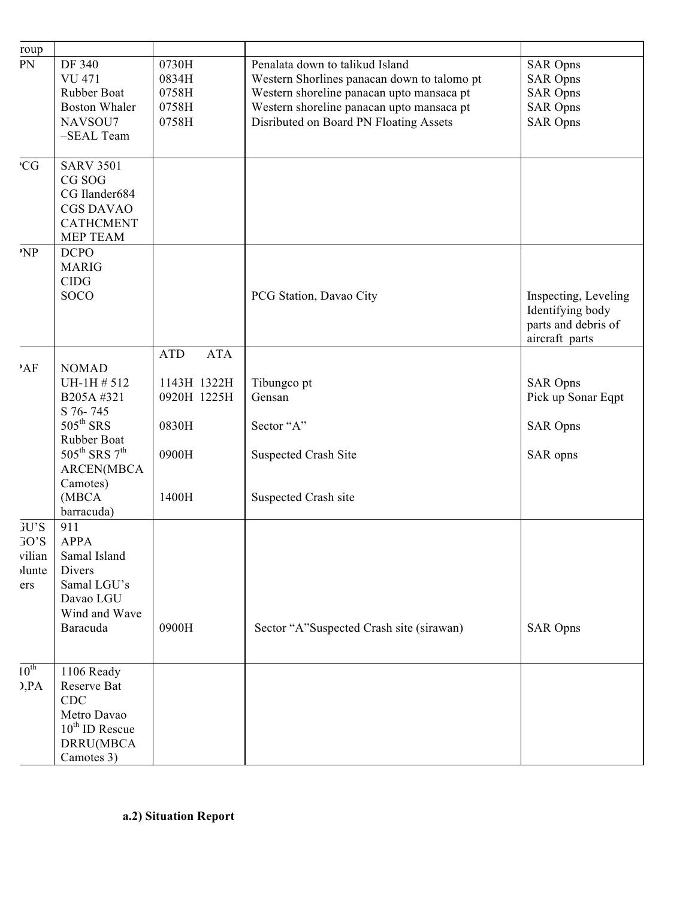| roup | | | | |
|---|---|---|---|---|
| PN | DF 340<br>VU 471<br>Rubber Boat<br>Boston Whaler<br>NAVSOU7 –SEAL Team | 0730H<br>0834H<br>0758H<br>0758H<br>0758H | Penalata down to talikud Island<br>Western Shorlines panacan down to talomo pt<br>Western shoreline panacan upto mansaca pt<br>Western shoreline panacan upto mansaca pt<br>Disributed on Board PN Floating Assets | SAR Opns<br>SAR Opns<br>SAR Opns<br>SAR Opns<br>SAR Opns |
| 'CG | SARV 3501<br>CG SOG<br>CG Ilander684<br>CGS DAVAO<br>CATHCMENT<br>MEP TEAM | | | |
| 'NP | DCPO<br>MARIG<br>CIDG<br>SOCO | | PCG Station, Davao City | Inspecting, Leveling Identifying body parts and debris of aircraft parts |
| 'AF | NOMAD<br>UH-1H # 512<br>B205A #321<br>S 76- 745<br>505th SRS Rubber Boat<br>505th SRS 7th ARCEN(MBCA Camotes)<br>(MBCA barracuda) | ATD ATA<br>1143H 1322H<br>0920H 1225H<br>0830H<br>0900H<br>1400H | Tibungco pt<br>Gensan<br>Sector "A"<br>Suspected Crash Site<br>Suspected Crash site | SAR Opns<br>Pick up Sonar Eqpt<br>SAR Opns<br>SAR opns |
| GU'S<br>GO'S<br>vilian<br>olunte<br>ers | 911<br>APPA<br>Samal Island Divers<br>Samal LGU's<br>Davao LGU<br>Wind and Wave<br>Baracuda | 0900H | Sector "A"Suspected Crash site (sirawan) | SAR Opns |
| 10th<br>D,PA | 1106 Ready Reserve Bat<br>CDC<br>Metro Davao<br>10th ID Rescue<br>DRRU(MBCA Camotes 3) | | | |

**a.2) Situation Report**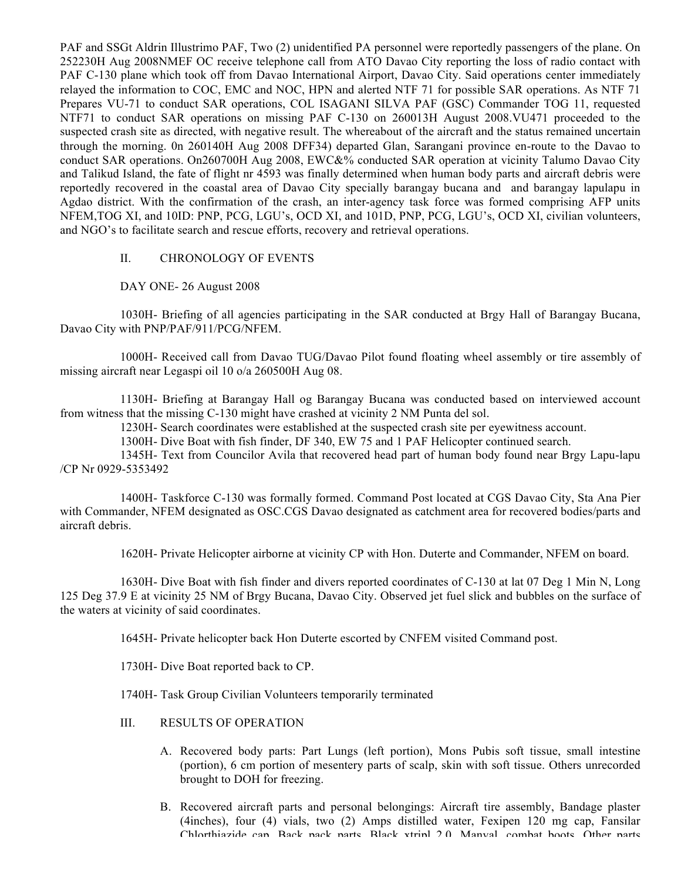PAF and SSGt Aldrin Illustrimo PAF, Two (2) unidentified PA personnel were reportedly passengers of the plane. On 252230H Aug 2008NMEF OC receive telephone call from ATO Davao City reporting the loss of radio contact with PAF C-130 plane which took off from Davao International Airport, Davao City. Said operations center immediately relayed the information to COC, EMC and NOC, HPN and alerted NTF 71 for possible SAR operations. As NTF 71 Prepares VU-71 to conduct SAR operations, COL ISAGANI SILVA PAF (GSC) Commander TOG 11, requested NTF71 to conduct SAR operations on missing PAF C-130 on 260013H August 2008.VU471 proceeded to the suspected crash site as directed, with negative result. The whereabout of the aircraft and the status remained uncertain through the morning. 0n 260140H Aug 2008 DFF34) departed Glan, Sarangani province en-route to the Davao to conduct SAR operations. On260700H Aug 2008, EWC&% conducted SAR operation at vicinity Talumo Davao City and Talikud Island, the fate of flight nr 4593 was finally determined when human body parts and aircraft debris were reportedly recovered in the coastal area of Davao City specially barangay bucana and and barangay lapulapu in Agdao district. With the confirmation of the crash, an inter-agency task force was formed comprising AFP units NFEM,TOG XI, and 10ID: PNP, PCG, LGU's, OCD XI, and 101D, PNP, PCG, LGU's, OCD XI, civilian volunteers, and NGO's to facilitate search and rescue efforts, recovery and retrieval operations.

## II. CHRONOLOGY OF EVENTS

DAY ONE- 26 August 2008

1030H- Briefing of all agencies participating in the SAR conducted at Brgy Hall of Barangay Bucana, Davao City with PNP/PAF/911/PCG/NFEM.

1000H- Received call from Davao TUG/Davao Pilot found floating wheel assembly or tire assembly of missing aircraft near Legaspi oil 10 o/a 260500H Aug 08.

1130H- Briefing at Barangay Hall og Barangay Bucana was conducted based on interviewed account from witness that the missing C-130 might have crashed at vicinity 2 NM Punta del sol.

1230H- Search coordinates were established at the suspected crash site per eyewitness account.

1300H- Dive Boat with fish finder, DF 340, EW 75 and 1 PAF Helicopter continued search.

1345H- Text from Councilor Avila that recovered head part of human body found near Brgy Lapu-lapu /CP Nr 0929-5353492

1400H- Taskforce C-130 was formally formed. Command Post located at CGS Davao City, Sta Ana Pier with Commander, NFEM designated as OSC.CGS Davao designated as catchment area for recovered bodies/parts and aircraft debris.

1620H- Private Helicopter airborne at vicinity CP with Hon. Duterte and Commander, NFEM on board.

1630H- Dive Boat with fish finder and divers reported coordinates of C-130 at lat 07 Deg 1 Min N, Long 125 Deg 37.9 E at vicinity 25 NM of Brgy Bucana, Davao City. Observed jet fuel slick and bubbles on the surface of the waters at vicinity of said coordinates.

1645H- Private helicopter back Hon Duterte escorted by CNFEM visited Command post.

1730H- Dive Boat reported back to CP.

1740H- Task Group Civilian Volunteers temporarily terminated

## III. RESULTS OF OPERATION

A. Recovered body parts: Part Lungs (left portion), Mons Pubis soft tissue, small intestine (portion), 6 cm portion of mesentery parts of scalp, skin with soft tissue. Others unrecorded brought to DOH for freezing.

B. Recovered aircraft parts and personal belongings: Aircraft tire assembly, Bandage plaster (4inches), four (4) vials, two (2) Amps distilled water, Fexipen 120 mg cap, Fansilar Chlorthiazide cap, Back pack parts, Black xtripl 2.0, Manval, combat boots, Other parts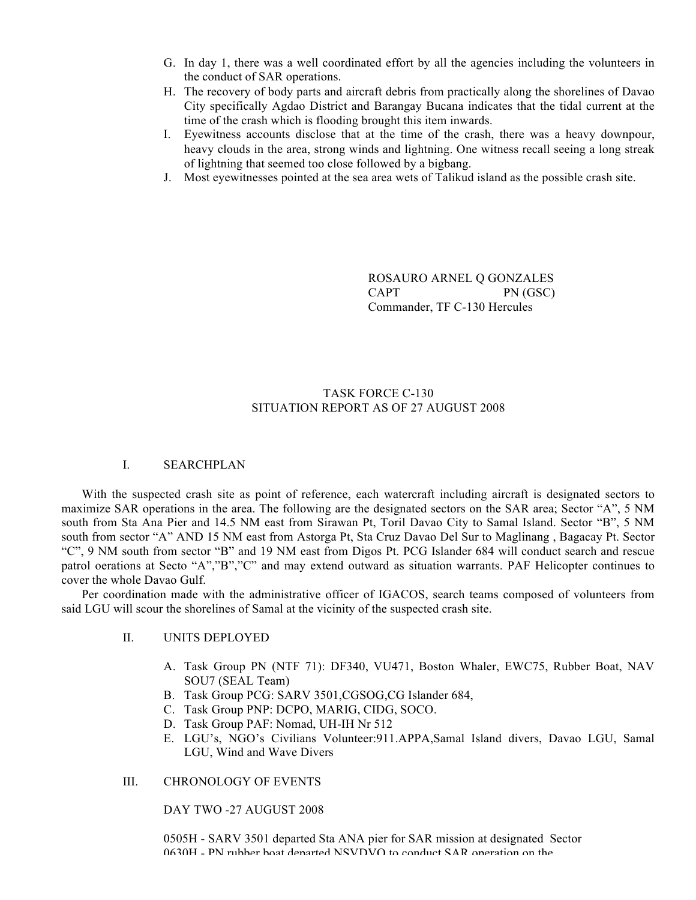G. In day 1, there was a well coordinated effort by all the agencies including the volunteers in the conduct of SAR operations.
H. The recovery of body parts and aircraft debris from practically along the shorelines of Davao City specifically Agdao District and Barangay Bucana indicates that the tidal current at the time of the crash which is flooding brought this item inwards.
I. Eyewitness accounts disclose that at the time of the crash, there was a heavy downpour, heavy clouds in the area, strong winds and lightning. One witness recall seeing a long streak of lightning that seemed too close followed by a bigbang.
J. Most eyewitnesses pointed at the sea area wets of Talikud island as the possible crash site.

ROSAURO ARNEL Q GONZALES
CAPT PN (GSC)
Commander, TF C-130 Hercules

TASK FORCE C-130
SITUATION REPORT AS OF 27 AUGUST 2008

## I. SEARCHPLAN

With the suspected crash site as point of reference, each watercraft including aircraft is designated sectors to maximize SAR operations in the area. The following are the designated sectors on the SAR area; Sector "A", 5 NM south from Sta Ana Pier and 14.5 NM east from Sirawan Pt, Toril Davao City to Samal Island. Sector "B", 5 NM south from sector "A" AND 15 NM east from Astorga Pt, Sta Cruz Davao Del Sur to Maglinang , Bagacay Pt. Sector "C", 9 NM south from sector "B" and 19 NM east from Digos Pt. PCG Islander 684 will conduct search and rescue patrol oerations at Secto "A","B","C" and may extend outward as situation warrants. PAF Helicopter continues to cover the whole Davao Gulf.

Per coordination made with the administrative officer of IGACOS, search teams composed of volunteers from said LGU will scour the shorelines of Samal at the vicinity of the suspected crash site.

## II. UNITS DEPLOYED

A. Task Group PN (NTF 71): DF340, VU471, Boston Whaler, EWC75, Rubber Boat, NAV SOU7 (SEAL Team)
B. Task Group PCG: SARV 3501,CGSOG,CG Islander 684,
C. Task Group PNP: DCPO, MARIG, CIDG, SOCO.
D. Task Group PAF: Nomad, UH-IH Nr 512
E. LGU's, NGO's Civilians Volunteer:911.APPA,Samal Island divers, Davao LGU, Samal LGU, Wind and Wave Divers

## III. CHRONOLOGY OF EVENTS

DAY TWO -27 AUGUST 2008

0505H - SARV 3501 departed Sta ANA pier for SAR mission at designated Sector
0630H - PN rubber boat departed NSVDVO to conduct SAR operation on the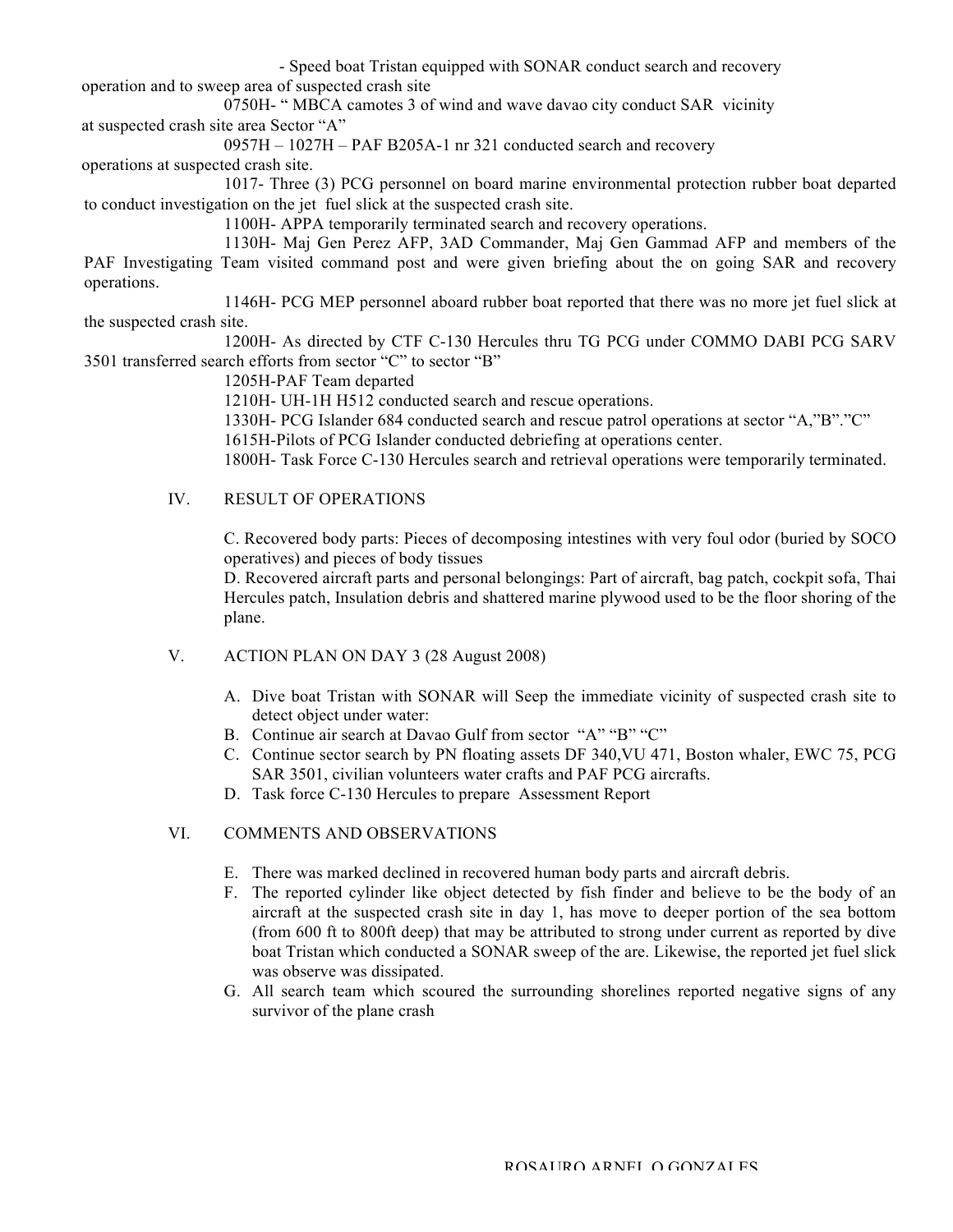- Speed boat Tristan equipped with SONAR conduct search and recovery operation and to sweep area of suspected crash site

0750H- " MBCA camotes 3 of wind and wave davao city conduct SAR vicinity at suspected crash site area Sector "A"

0957H – 1027H – PAF B205A-1 nr 321 conducted search and recovery operations at suspected crash site.

1017- Three (3) PCG personnel on board marine environmental protection rubber boat departed to conduct investigation on the jet fuel slick at the suspected crash site.

1100H- APPA temporarily terminated search and recovery operations.

1130H- Maj Gen Perez AFP, 3AD Commander, Maj Gen Gammad AFP and members of the PAF Investigating Team visited command post and were given briefing about the on going SAR and recovery operations.

1146H- PCG MEP personnel aboard rubber boat reported that there was no more jet fuel slick at the suspected crash site.

1200H- As directed by CTF C-130 Hercules thru TG PCG under COMMO DABI PCG SARV 3501 transferred search efforts from sector "C" to sector "B"

1205H-PAF Team departed

1210H- UH-1H H512 conducted search and rescue operations.

1330H- PCG Islander 684 conducted search and rescue patrol operations at sector "A,"B"."C"

1615H-Pilots of PCG Islander conducted debriefing at operations center.

1800H- Task Force C-130 Hercules search and retrieval operations were temporarily terminated.

IV. RESULT OF OPERATIONS

C. Recovered body parts: Pieces of decomposing intestines with very foul odor (buried by SOCO operatives) and pieces of body tissues

D. Recovered aircraft parts and personal belongings: Part of aircraft, bag patch, cockpit sofa, Thai Hercules patch, Insulation debris and shattered marine plywood used to be the floor shoring of the plane.

V. ACTION PLAN ON DAY 3 (28 August 2008)

A. Dive boat Tristan with SONAR will Seep the immediate vicinity of suspected crash site to detect object under water:
B. Continue air search at Davao Gulf from sector "A" "B" "C"
C. Continue sector search by PN floating assets DF 340,VU 471, Boston whaler, EWC 75, PCG SAR 3501, civilian volunteers water crafts and PAF PCG aircrafts.
D. Task force C-130 Hercules to prepare Assessment Report

VI. COMMENTS AND OBSERVATIONS

E. There was marked declined in recovered human body parts and aircraft debris.
F. The reported cylinder like object detected by fish finder and believe to be the body of an aircraft at the suspected crash site in day 1, has move to deeper portion of the sea bottom (from 600 ft to 800ft deep) that may be attributed to strong under current as reported by dive boat Tristan which conducted a SONAR sweep of the are. Likewise, the reported jet fuel slick was observe was dissipated.
G. All search team which scoured the surrounding shorelines reported negative signs of any survivor of the plane crash

ROSAURO ARNEL O GONZALES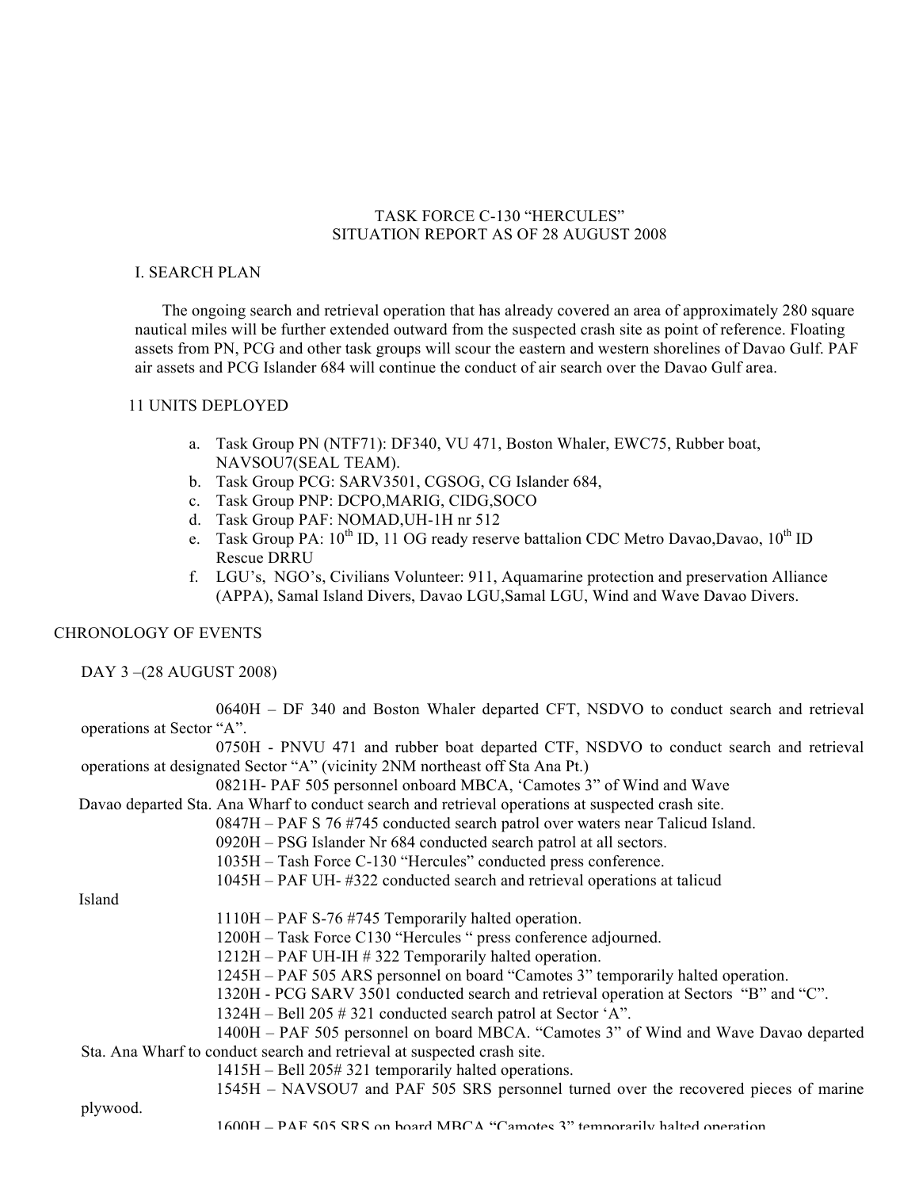TASK FORCE C-130 "HERCULES"
SITUATION REPORT AS OF 28 AUGUST 2008

## I. SEARCH PLAN

The ongoing search and retrieval operation that has already covered an area of approximately 280 square nautical miles will be further extended outward from the suspected crash site as point of reference. Floating assets from PN, PCG and other task groups will scour the eastern and western shorelines of Davao Gulf. PAF air assets and PCG Islander 684 will continue the conduct of air search over the Davao Gulf area.

## 11 UNITS DEPLOYED

a. Task Group PN (NTF71): DF340, VU 471, Boston Whaler, EWC75, Rubber boat, NAVSOU7(SEAL TEAM).
b. Task Group PCG: SARV3501, CGSOG, CG Islander 684,
c. Task Group PNP: DCPO,MARIG, CIDG,SOCO
d. Task Group PAF: NOMAD,UH-1H nr 512
e. Task Group PA: 10th ID, 11 OG ready reserve battalion CDC Metro Davao,Davao, 10th ID Rescue DRRU
f. LGU's, NGO's, Civilians Volunteer: 911, Aquamarine protection and preservation Alliance (APPA), Samal Island Divers, Davao LGU,Samal LGU, Wind and Wave Davao Divers.

## CHRONOLOGY OF EVENTS

### DAY 3 –(28 AUGUST 2008)

0640H – DF 340 and Boston Whaler departed CFT, NSDVO to conduct search and retrieval operations at Sector "A".

0750H - PNVU 471 and rubber boat departed CTF, NSDVO to conduct search and retrieval operations at designated Sector "A" (vicinity 2NM northeast off Sta Ana Pt.)

0821H- PAF 505 personnel onboard MBCA, 'Camotes 3" of Wind and Wave Davao departed Sta. Ana Wharf to conduct search and retrieval operations at suspected crash site.

0847H – PAF S 76 #745 conducted search patrol over waters near Talicud Island.

0920H – PSG Islander Nr 684 conducted search patrol at all sectors.

1035H – Tash Force C-130 "Hercules" conducted press conference.

1045H – PAF UH- #322 conducted search and retrieval operations at talicud Island

1110H – PAF S-76 #745 Temporarily halted operation.

1200H – Task Force C130 "Hercules " press conference adjourned.

1212H – PAF UH-IH # 322 Temporarily halted operation.

1245H – PAF 505 ARS personnel on board "Camotes 3" temporarily halted operation.

1320H - PCG SARV 3501 conducted search and retrieval operation at Sectors "B" and "C".

1324H – Bell 205 # 321 conducted search patrol at Sector 'A".

1400H – PAF 505 personnel on board MBCA. "Camotes 3" of Wind and Wave Davao departed Sta. Ana Wharf to conduct search and retrieval at suspected crash site.

1415H – Bell 205# 321 temporarily halted operations.

1545H – NAVSOU7 and PAF 505 SRS personnel turned over the recovered pieces of marine plywood.

1600H – PAF 505 SRS on board MBCA "Camotes 3" temporarily halted operation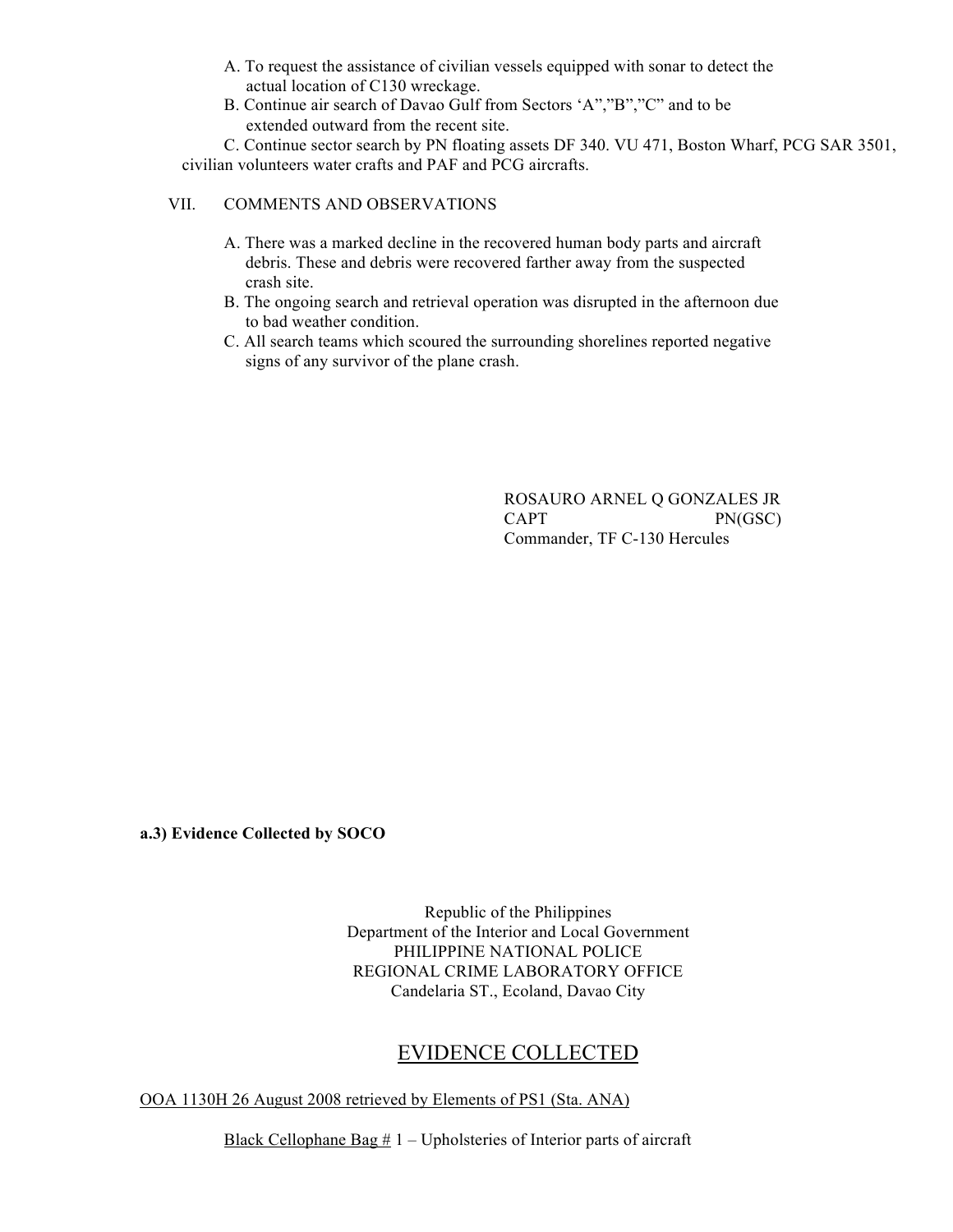A. To request the assistance of civilian vessels equipped with sonar to detect the actual location of C130 wreckage.

B. Continue air search of Davao Gulf from Sectors 'A","B","C" and to be extended outward from the recent site.

C. Continue sector search by PN floating assets DF 340. VU 471, Boston Wharf, PCG SAR 3501, civilian volunteers water crafts and PAF and PCG aircrafts.

VII. COMMENTS AND OBSERVATIONS

A. There was a marked decline in the recovered human body parts and aircraft debris. These and debris were recovered farther away from the suspected crash site.

B. The ongoing search and retrieval operation was disrupted in the afternoon due to bad weather condition.

C. All search teams which scoured the surrounding shorelines reported negative signs of any survivor of the plane crash.

ROSAURO ARNEL Q GONZALES JR
CAPT PN(GSC)
Commander, TF C-130 Hercules

**a.3) Evidence Collected by SOCO**

Republic of the Philippines
Department of the Interior and Local Government
PHILIPPINE NATIONAL POLICE
REGIONAL CRIME LABORATORY OFFICE
Candelaria ST., Ecoland, Davao City

## EVIDENCE COLLECTED

OOA 1130H 26 August 2008 retrieved by Elements of PS1 (Sta. ANA)

Black Cellophane Bag # 1 – Upholsteries of Interior parts of aircraft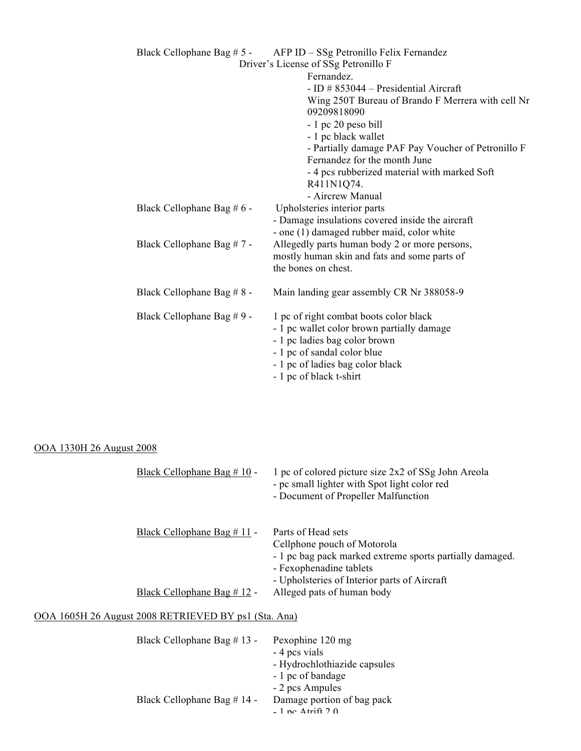Black Cellophane Bag # 5 - AFP ID – SSg Petronillo Felix Fernandez
Driver's License of SSg Petronillo F Fernandez.
- ID # 853044 – Presidential Aircraft Wing 250T Bureau of Brando F Merrera with cell Nr 09209818090
- 1 pc 20 peso bill
- 1 pc black wallet
- Partially damage PAF Pay Voucher of Petronillo F Fernandez for the month June
- 4 pcs rubberized material with marked Soft R411N1Q74.
- Aircrew Manual

Black Cellophane Bag # 6 - Upholsteries interior parts
- Damage insulations covered inside the aircraft
- one (1) damaged rubber maid, color white

Black Cellophane Bag # 7 - Allegedly parts human body 2 or more persons, mostly human skin and fats and some parts of the bones on chest.

Black Cellophane Bag # 8 - Main landing gear assembly CR Nr 388058-9

Black Cellophane Bag # 9 - 1 pc of right combat boots color black
- 1 pc wallet color brown partially damage
- 1 pc ladies bag color brown
- 1 pc of sandal color blue
- 1 pc of ladies bag color black
- 1 pc of black t-shirt

<u>OOA 1330H 26 August 2008</u>

<u>Black Cellophane Bag # 10</u> - 1 pc of colored picture size 2x2 of SSg John Areola
- pc small lighter with Spot light color red
- Document of Propeller Malfunction

<u>Black Cellophane Bag # 11</u> - Parts of Head sets
Cellphone pouch of Motorola
- 1 pc bag pack marked extreme sports partially damaged.
- Fexophenadine tablets
- Upholsteries of Interior parts of Aircraft

<u>Black Cellophane Bag # 12</u> - Alleged pats of human body

<u>OOA 1605H 26 August 2008 RETRIEVED BY ps1 (Sta. Ana)</u>

Black Cellophane Bag # 13 - Pexophine 120 mg
- 4 pcs vials
- Hydrochlothiazide capsules
- 1 pc of bandage
- 2 pcs Ampules

Black Cellophane Bag # 14 - Damage portion of bag pack
- 1 pc Atrift 2.0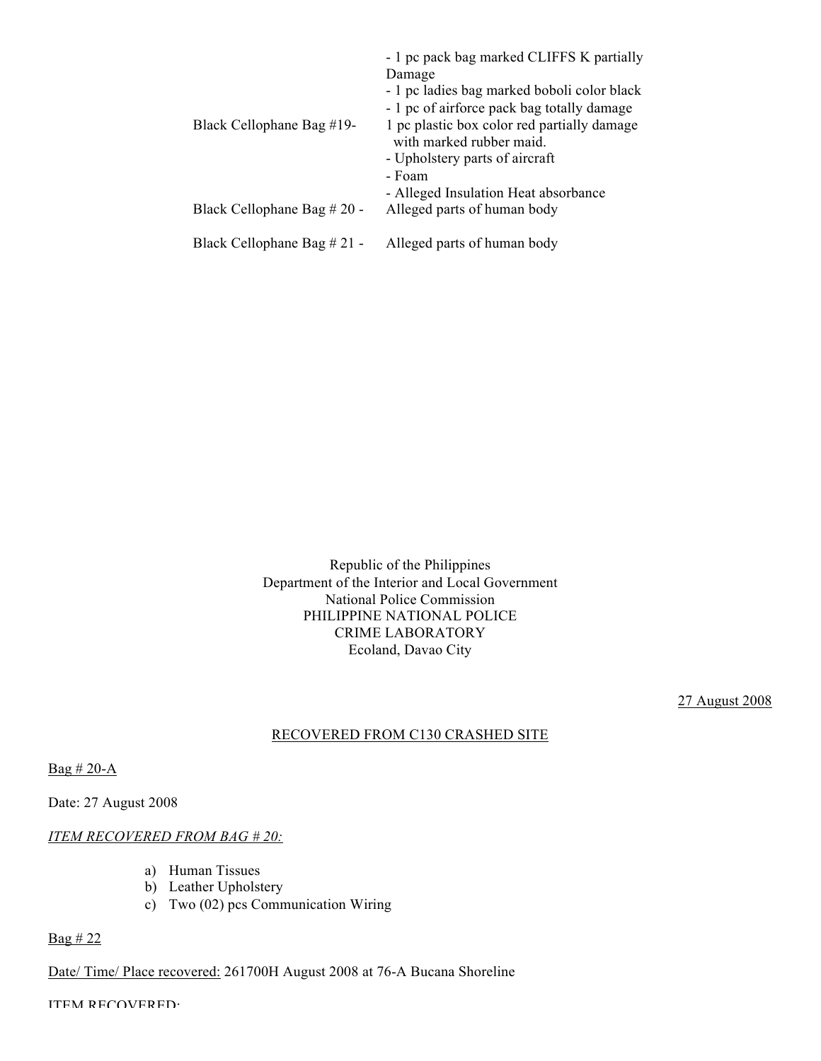| | |
|---|---|
| | - 1 pc pack bag marked CLIFFS K partially Damage |
| | - 1 pc ladies bag marked boboli color black |
| | - 1 pc of airforce pack bag totally damage |
| Black Cellophane Bag #19- | 1 pc plastic box color red partially damage with marked rubber maid. |
| | - Upholstery parts of aircraft |
| | - Foam |
| | - Alleged Insulation Heat absorbance |
| Black Cellophane Bag # 20 - | Alleged parts of human body |
| Black Cellophane Bag # 21 - | Alleged parts of human body |

Republic of the Philippines
Department of the Interior and Local Government
National Police Commission
PHILIPPINE NATIONAL POLICE
CRIME LABORATORY
Ecoland, Davao City

<u>27 August 2008</u>

<u>RECOVERED FROM C130 CRASHED SITE</u>

<u>Bag # 20-A</u>

Date: 27 August 2008

<u>*ITEM RECOVERED FROM BAG # 20:*</u>

a) Human Tissues
b) Leather Upholstery
c) Two (02) pcs Communication Wiring

<u>Bag # 22</u>

<u>Date/ Time/ Place recovered:</u> 261700H August 2008 at 76-A Bucana Shoreline

ITEM RECOVERED: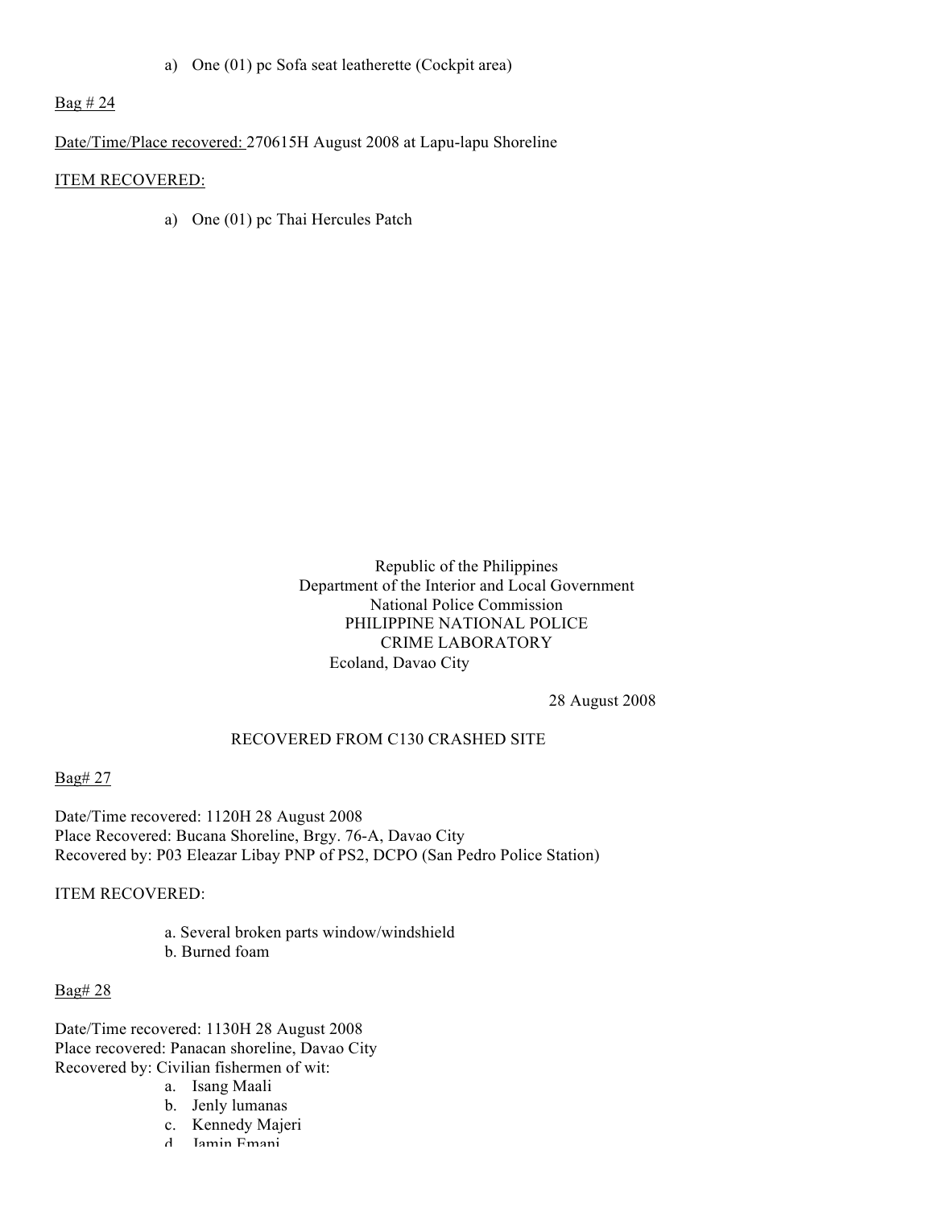a) One (01) pc Sofa seat leatherette (Cockpit area)

Bag # 24

Date/Time/Place recovered: 270615H August 2008 at Lapu-lapu Shoreline

ITEM RECOVERED:

a) One (01) pc Thai Hercules Patch

Republic of the Philippines
Department of the Interior and Local Government
National Police Commission
PHILIPPINE NATIONAL POLICE
CRIME LABORATORY
Ecoland, Davao City

28 August 2008

RECOVERED FROM C130 CRASHED SITE

Bag# 27

Date/Time recovered: 1120H 28 August 2008
Place Recovered: Bucana Shoreline, Brgy. 76-A, Davao City
Recovered by: P03 Eleazar Libay PNP of PS2, DCPO (San Pedro Police Station)

ITEM RECOVERED:

a. Several broken parts window/windshield
b. Burned foam

Bag# 28

Date/Time recovered: 1130H 28 August 2008
Place recovered: Panacan shoreline, Davao City
Recovered by: Civilian fishermen of wit:

a. Isang Maali
b. Jenly lumanas
c. Kennedy Majeri
d. Jamin Emani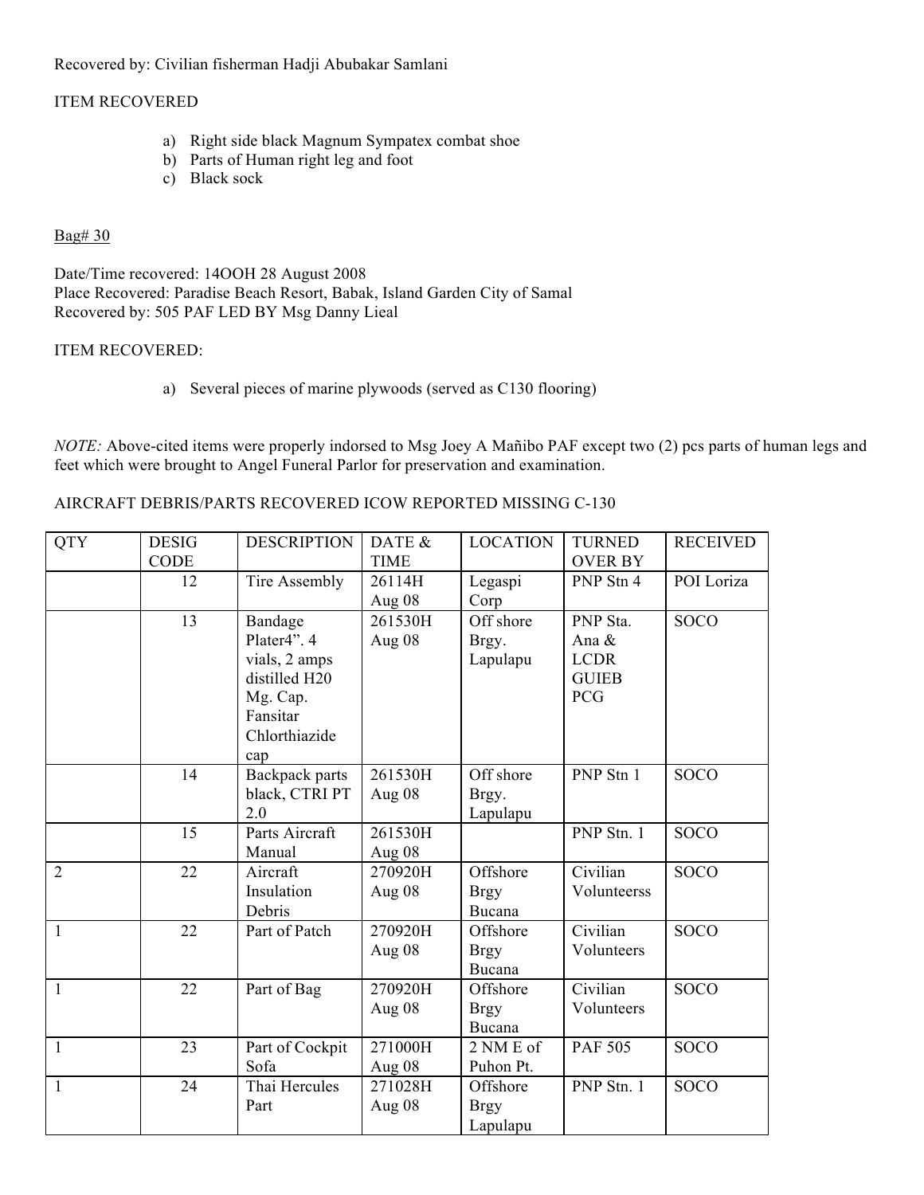Recovered by: Civilian fisherman Hadji Abubakar Samlani

ITEM RECOVERED

a) Right side black Magnum Sympatex combat shoe
b) Parts of Human right leg and foot
c) Black sock

Bag# 30

Date/Time recovered: 14OOH 28 August 2008
Place Recovered: Paradise Beach Resort, Babak, Island Garden City of Samal
Recovered by: 505 PAF LED BY Msg Danny Lieal

ITEM RECOVERED:

a) Several pieces of marine plywoods (served as C130 flooring)

*NOTE:* Above-cited items were properly indorsed to Msg Joey A Mañibo PAF except two (2) pcs parts of human legs and feet which were brought to Angel Funeral Parlor for preservation and examination.

AIRCRAFT DEBRIS/PARTS RECOVERED ICOW REPORTED MISSING C-130

| QTY | DESIG CODE | DESCRIPTION | DATE & TIME | LOCATION | TURNED OVER BY | RECEIVED |
|---|---|---|---|---|---|---|
| | 12 | Tire Assembly | 26114H Aug 08 | Legaspi Corp | PNP Stn 4 | POI Loriza |
| | 13 | Bandage Plater4". 4 vials, 2 amps distilled H20 Mg. Cap. Fansitar Chlorthiazide cap | 261530H Aug 08 | Off shore Brgy. Lapulapu | PNP Sta. Ana & LCDR GUIEB PCG | SOCO |
| | 14 | Backpack parts black, CTRI PT 2.0 | 261530H Aug 08 | Off shore Brgy. Lapulapu | PNP Stn 1 | SOCO |
| | 15 | Parts Aircraft Manual | 261530H Aug 08 | | PNP Stn. 1 | SOCO |
| 2 | 22 | Aircraft Insulation Debris | 270920H Aug 08 | Offshore Brgy Bucana | Civilian Volunteerss | SOCO |
| 1 | 22 | Part of Patch | 270920H Aug 08 | Offshore Brgy Bucana | Civilian Volunteers | SOCO |
| 1 | 22 | Part of Bag | 270920H Aug 08 | Offshore Brgy Bucana | Civilian Volunteers | SOCO |
| 1 | 23 | Part of Cockpit Sofa | 271000H Aug 08 | 2 NM E of Puhon Pt. | PAF 505 | SOCO |
| 1 | 24 | Thai Hercules Part | 271028H Aug 08 | Offshore Brgy Lapulapu | PNP Stn. 1 | SOCO |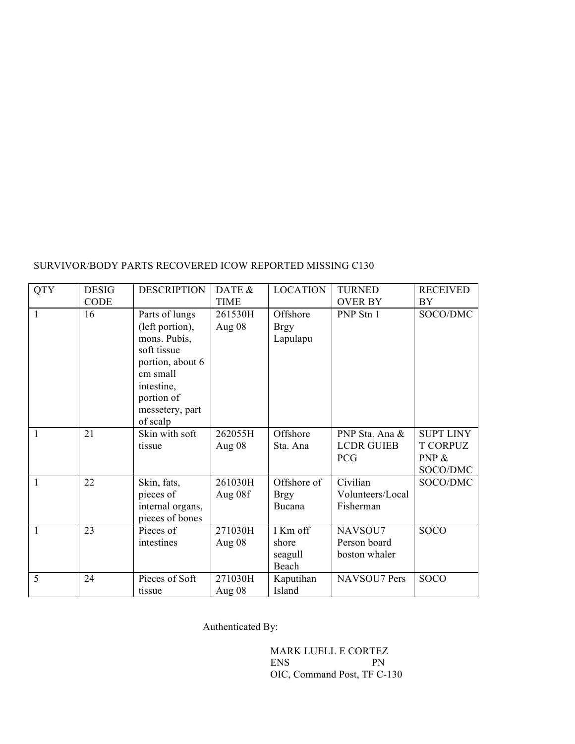SURVIVOR/BODY PARTS RECOVERED ICOW REPORTED MISSING C130

| QTY | DESIG CODE | DESCRIPTION | DATE & TIME | LOCATION | TURNED OVER BY | RECEIVED BY |
|---|---|---|---|---|---|---|
| 1 | 16 | Parts of lungs (left portion), mons. Pubis, soft tissue portion, about 6 cm small intestine, portion of messetery, part of scalp | 261530H Aug 08 | Offshore Brgy Lapulapu | PNP Stn 1 | SOCO/DMC |
| 1 | 21 | Skin with soft tissue | 262055H Aug 08 | Offshore Sta. Ana | PNP Sta. Ana & LCDR GUIEB PCG | SUPT LINY T CORPUZ PNP & SOCO/DMC |
| 1 | 22 | Skin, fats, pieces of internal organs, pieces of bones | 261030H Aug 08f | Offshore of Brgy Bucana | Civilian Volunteers/Local Fisherman | SOCO/DMC |
| 1 | 23 | Pieces of intestines | 271030H Aug 08 | I Km off shore seagull Beach | NAVSOU7 Person board boston whaler | SOCO |
| 5 | 24 | Pieces of Soft tissue | 271030H Aug 08 | Kaputihan Island | NAVSOU7 Pers | SOCO |

Authenticated By:

MARK LUELL E CORTEZ
ENS PN
OIC, Command Post, TF C-130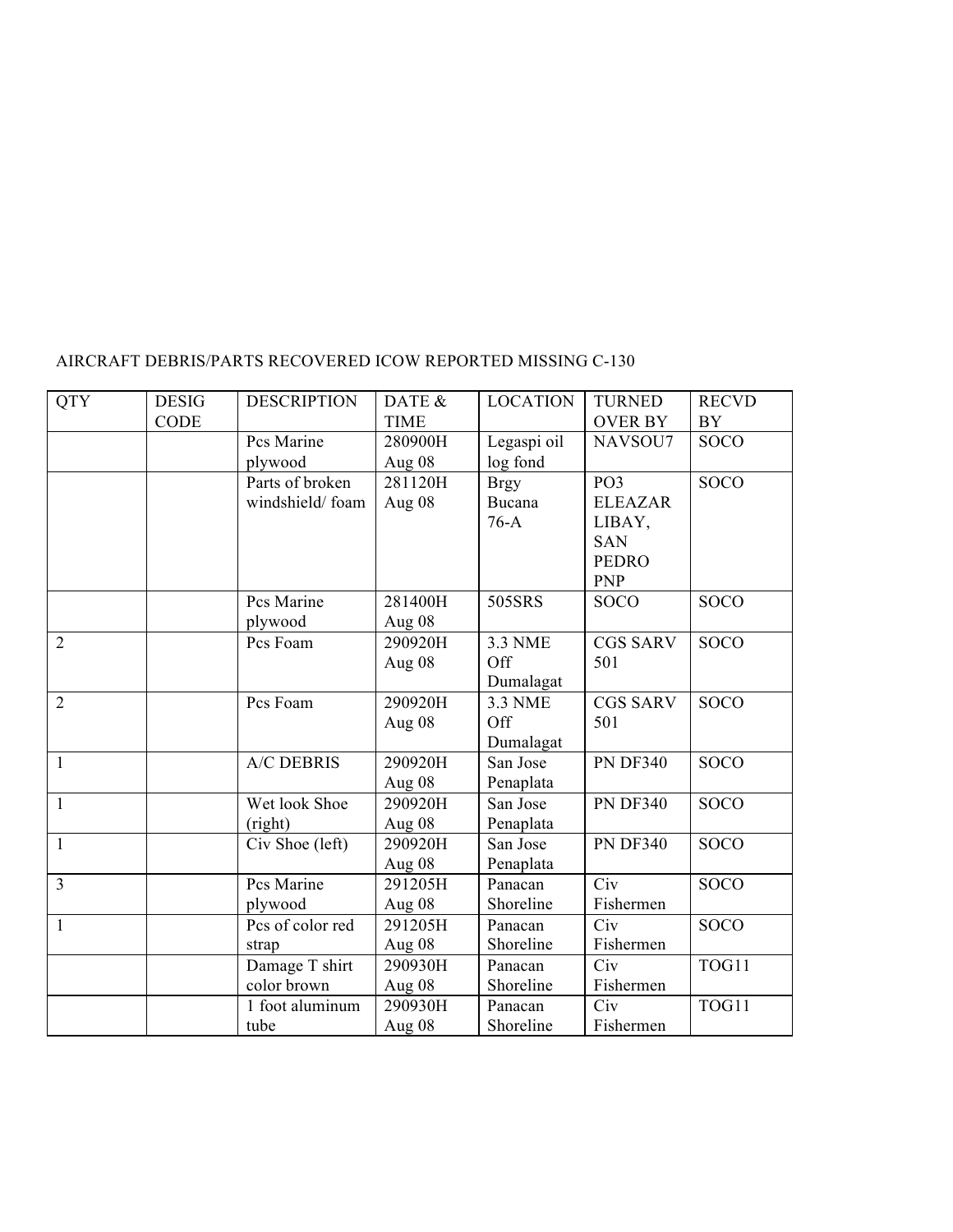AIRCRAFT DEBRIS/PARTS RECOVERED ICOW REPORTED MISSING C-130

| QTY | DESIG CODE | DESCRIPTION | DATE & TIME | LOCATION | TURNED OVER BY | RECVD BY |
|---|---|---|---|---|---|---|
| | | Pcs Marine plywood | 280900H Aug 08 | Legaspi oil log fond | NAVSOU7 | SOCO |
| | | Parts of broken windshield/ foam | 281120H Aug 08 | Brgy Bucana 76-A | PO3 ELEAZAR LIBAY, SAN PEDRO PNP | SOCO |
| | | Pcs Marine plywood | 281400H Aug 08 | 505SRS | SOCO | SOCO |
| 2 | | Pcs Foam | 290920H Aug 08 | 3.3 NME Off Dumalagat | CGS SARV 501 | SOCO |
| 2 | | Pcs Foam | 290920H Aug 08 | 3.3 NME Off Dumalagat | CGS SARV 501 | SOCO |
| 1 | | A/C DEBRIS | 290920H Aug 08 | San Jose Penaplata | PN DF340 | SOCO |
| 1 | | Wet look Shoe (right) | 290920H Aug 08 | San Jose Penaplata | PN DF340 | SOCO |
| 1 | | Civ Shoe (left) | 290920H Aug 08 | San Jose Penaplata | PN DF340 | SOCO |
| 3 | | Pcs Marine plywood | 291205H Aug 08 | Panacan Shoreline | Civ Fishermen | SOCO |
| 1 | | Pcs of color red strap | 291205H Aug 08 | Panacan Shoreline | Civ Fishermen | SOCO |
| | | Damage T shirt color brown | 290930H Aug 08 | Panacan Shoreline | Civ Fishermen | TOG11 |
| | | 1 foot aluminum tube | 290930H Aug 08 | Panacan Shoreline | Civ Fishermen | TOG11 |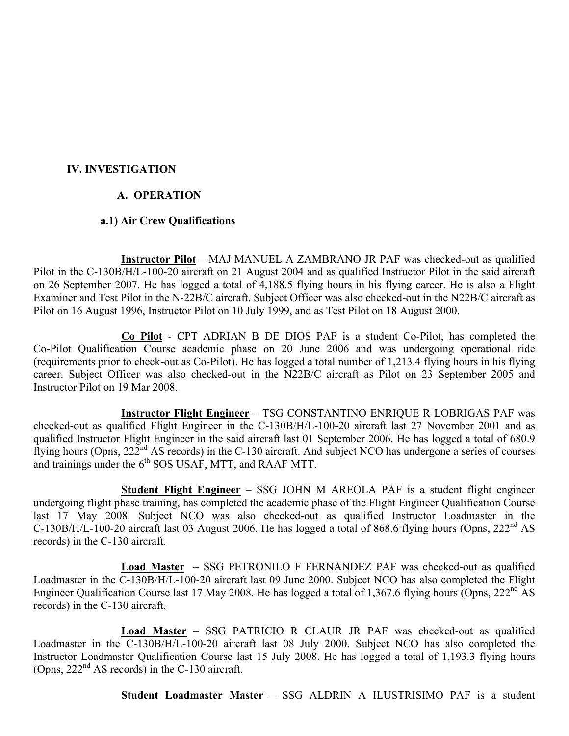## IV. INVESTIGATION

### A. OPERATION

#### a.1) Air Crew Qualifications

**Instructor Pilot** – MAJ MANUEL A ZAMBRANO JR PAF was checked-out as qualified Pilot in the C-130B/H/L-100-20 aircraft on 21 August 2004 and as qualified Instructor Pilot in the said aircraft on 26 September 2007. He has logged a total of 4,188.5 flying hours in his flying career. He is also a Flight Examiner and Test Pilot in the N-22B/C aircraft. Subject Officer was also checked-out in the N22B/C aircraft as Pilot on 16 August 1996, Instructor Pilot on 10 July 1999, and as Test Pilot on 18 August 2000.

**Co Pilot** - CPT ADRIAN B DE DIOS PAF is a student Co-Pilot, has completed the Co-Pilot Qualification Course academic phase on 20 June 2006 and was undergoing operational ride (requirements prior to check-out as Co-Pilot). He has logged a total number of 1,213.4 flying hours in his flying career. Subject Officer was also checked-out in the N22B/C aircraft as Pilot on 23 September 2005 and Instructor Pilot on 19 Mar 2008.

**Instructor Flight Engineer** – TSG CONSTANTINO ENRIQUE R LOBRIGAS PAF was checked-out as qualified Flight Engineer in the C-130B/H/L-100-20 aircraft last 27 November 2001 and as qualified Instructor Flight Engineer in the said aircraft last 01 September 2006. He has logged a total of 680.9 flying hours (Opns, 222nd AS records) in the C-130 aircraft. And subject NCO has undergone a series of courses and trainings under the 6th SOS USAF, MTT, and RAAF MTT.

**Student Flight Engineer** – SSG JOHN M AREOLA PAF is a student flight engineer undergoing flight phase training, has completed the academic phase of the Flight Engineer Qualification Course last 17 May 2008. Subject NCO was also checked-out as qualified Instructor Loadmaster in the C-130B/H/L-100-20 aircraft last 03 August 2006. He has logged a total of 868.6 flying hours (Opns, 222nd AS records) in the C-130 aircraft.

**Load Master** – SSG PETRONILO F FERNANDEZ PAF was checked-out as qualified Loadmaster in the C-130B/H/L-100-20 aircraft last 09 June 2000. Subject NCO has also completed the Flight Engineer Qualification Course last 17 May 2008. He has logged a total of 1,367.6 flying hours (Opns, 222nd AS records) in the C-130 aircraft.

**Load Master** – SSG PATRICIO R CLAUR JR PAF was checked-out as qualified Loadmaster in the C-130B/H/L-100-20 aircraft last 08 July 2000. Subject NCO has also completed the Instructor Loadmaster Qualification Course last 15 July 2008. He has logged a total of 1,193.3 flying hours (Opns, 222nd AS records) in the C-130 aircraft.

**Student Loadmaster Master** – SSG ALDRIN A ILUSTRISIMO PAF is a student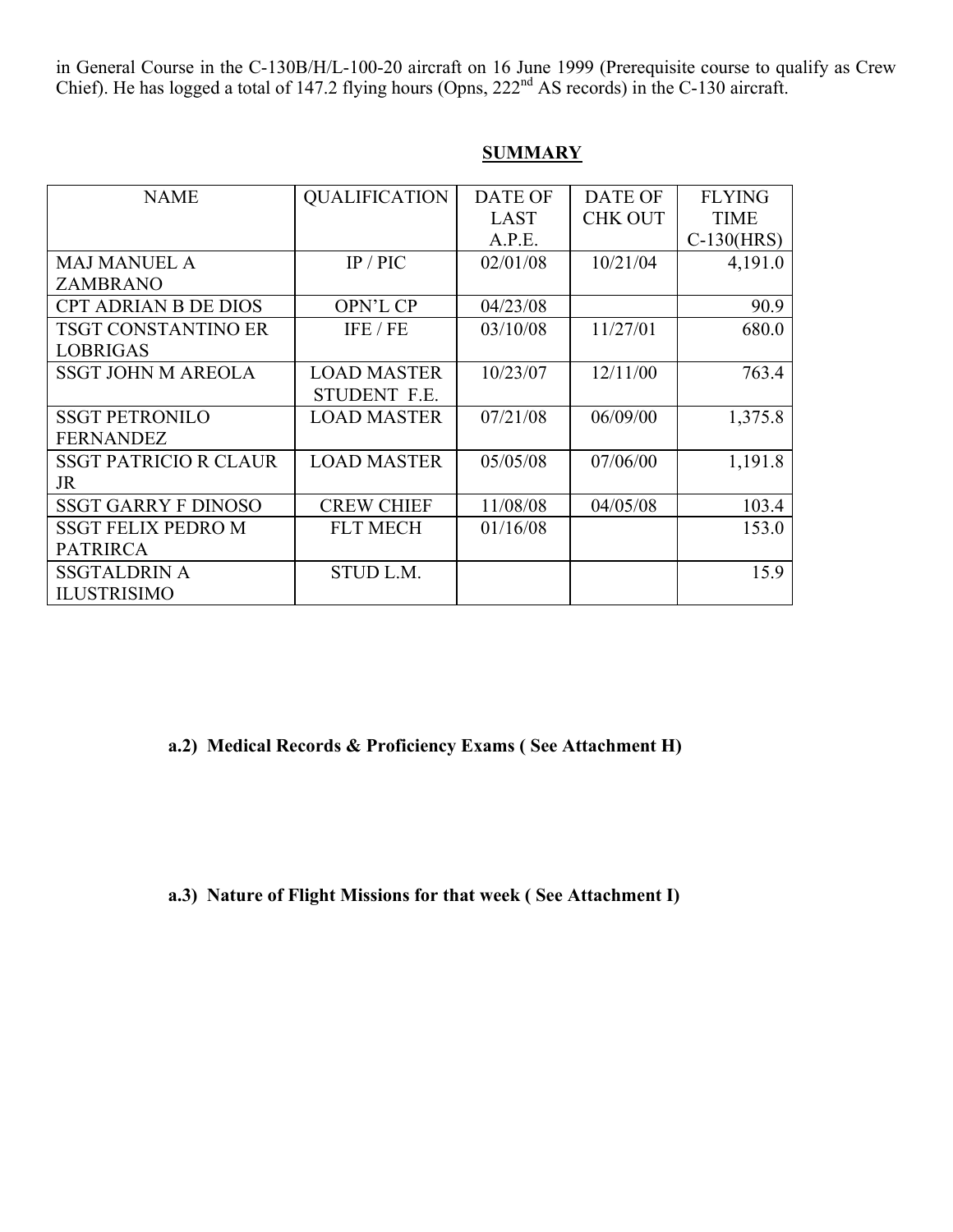in General Course in the C-130B/H/L-100-20 aircraft on 16 June 1999 (Prerequisite course to qualify as Crew Chief). He has logged a total of 147.2 flying hours (Opns, 222nd AS records) in the C-130 aircraft.

**SUMMARY**

| NAME | QUALIFICATION | DATE OF LAST A.P.E. | DATE OF CHK OUT | FLYING TIME C-130(HRS) |
|---|---|---|---|---|
| MAJ MANUEL A ZAMBRANO | IP / PIC | 02/01/08 | 10/21/04 | 4,191.0 |
| CPT ADRIAN B DE DIOS | OPN'L CP | 04/23/08 | | 90.9 |
| TSGT CONSTANTINO ER LOBRIGAS | IFE / FE | 03/10/08 | 11/27/01 | 680.0 |
| SSGT JOHN M AREOLA | LOAD MASTER STUDENT F.E. | 10/23/07 | 12/11/00 | 763.4 |
| SSGT PETRONILO FERNANDEZ | LOAD MASTER | 07/21/08 | 06/09/00 | 1,375.8 |
| SSGT PATRICIO R CLAUR JR | LOAD MASTER | 05/05/08 | 07/06/00 | 1,191.8 |
| SSGT GARRY F DINOSO | CREW CHIEF | 11/08/08 | 04/05/08 | 103.4 |
| SSGT FELIX PEDRO M PATRIRCA | FLT MECH | 01/16/08 | | 153.0 |
| SSGTALDRIN A ILUSTRISIMO | STUD L.M. | | | 15.9 |

**a.2) Medical Records & Proficiency Exams ( See Attachment H)**

**a.3) Nature of Flight Missions for that week ( See Attachment I)**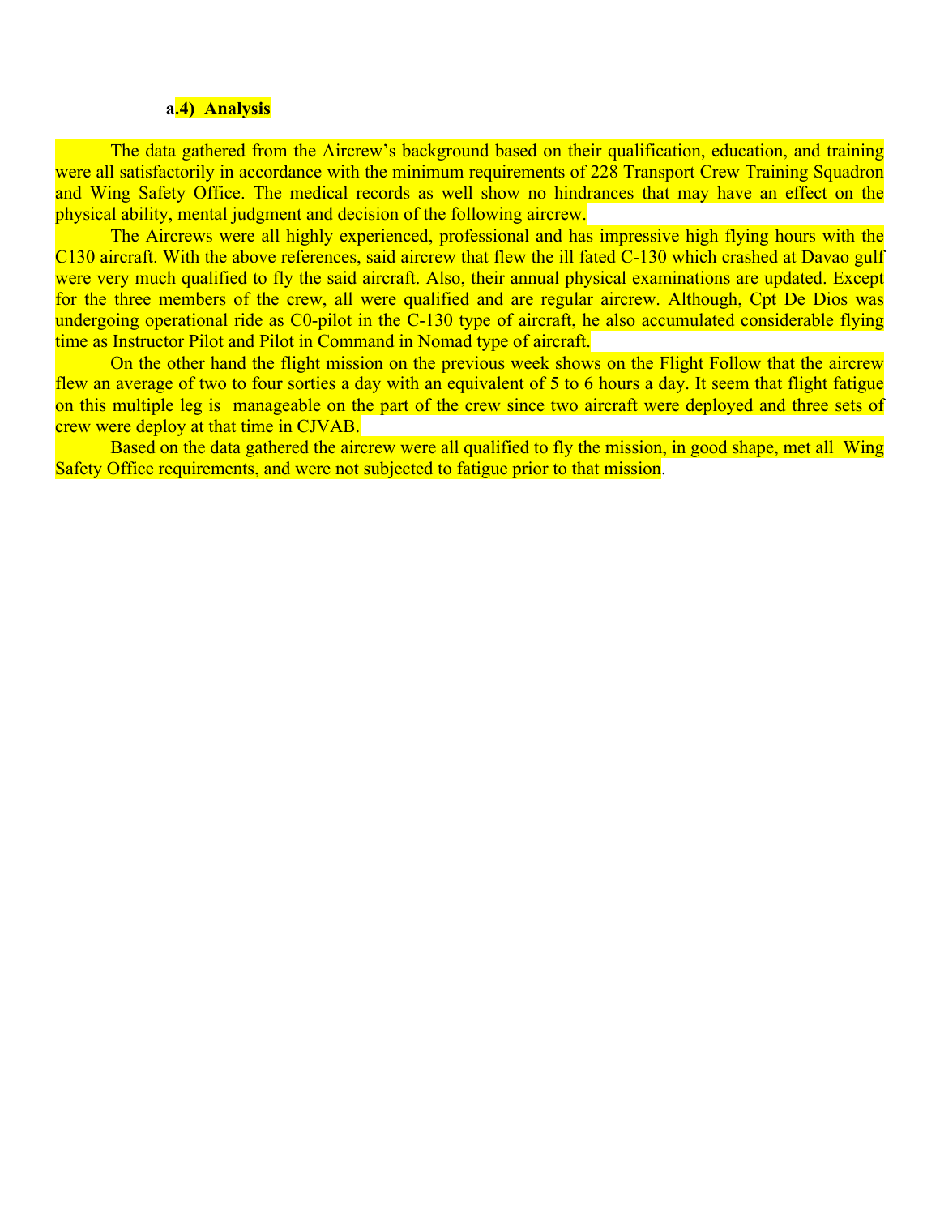#### a.4) Analysis

The data gathered from the Aircrew's background based on their qualification, education, and training were all satisfactorily in accordance with the minimum requirements of 228 Transport Crew Training Squadron and Wing Safety Office. The medical records as well show no hindrances that may have an effect on the physical ability, mental judgment and decision of the following aircrew.

The Aircrews were all highly experienced, professional and has impressive high flying hours with the C130 aircraft. With the above references, said aircrew that flew the ill fated C-130 which crashed at Davao gulf were very much qualified to fly the said aircraft. Also, their annual physical examinations are updated. Except for the three members of the crew, all were qualified and are regular aircrew. Although, Cpt De Dios was undergoing operational ride as C0-pilot in the C-130 type of aircraft, he also accumulated considerable flying time as Instructor Pilot and Pilot in Command in Nomad type of aircraft.

On the other hand the flight mission on the previous week shows on the Flight Follow that the aircrew flew an average of two to four sorties a day with an equivalent of 5 to 6 hours a day. It seem that flight fatigue on this multiple leg is manageable on the part of the crew since two aircraft were deployed and three sets of crew were deploy at that time in CJVAB.

Based on the data gathered the aircrew were all qualified to fly the mission, in good shape, met all Wing Safety Office requirements, and were not subjected to fatigue prior to that mission.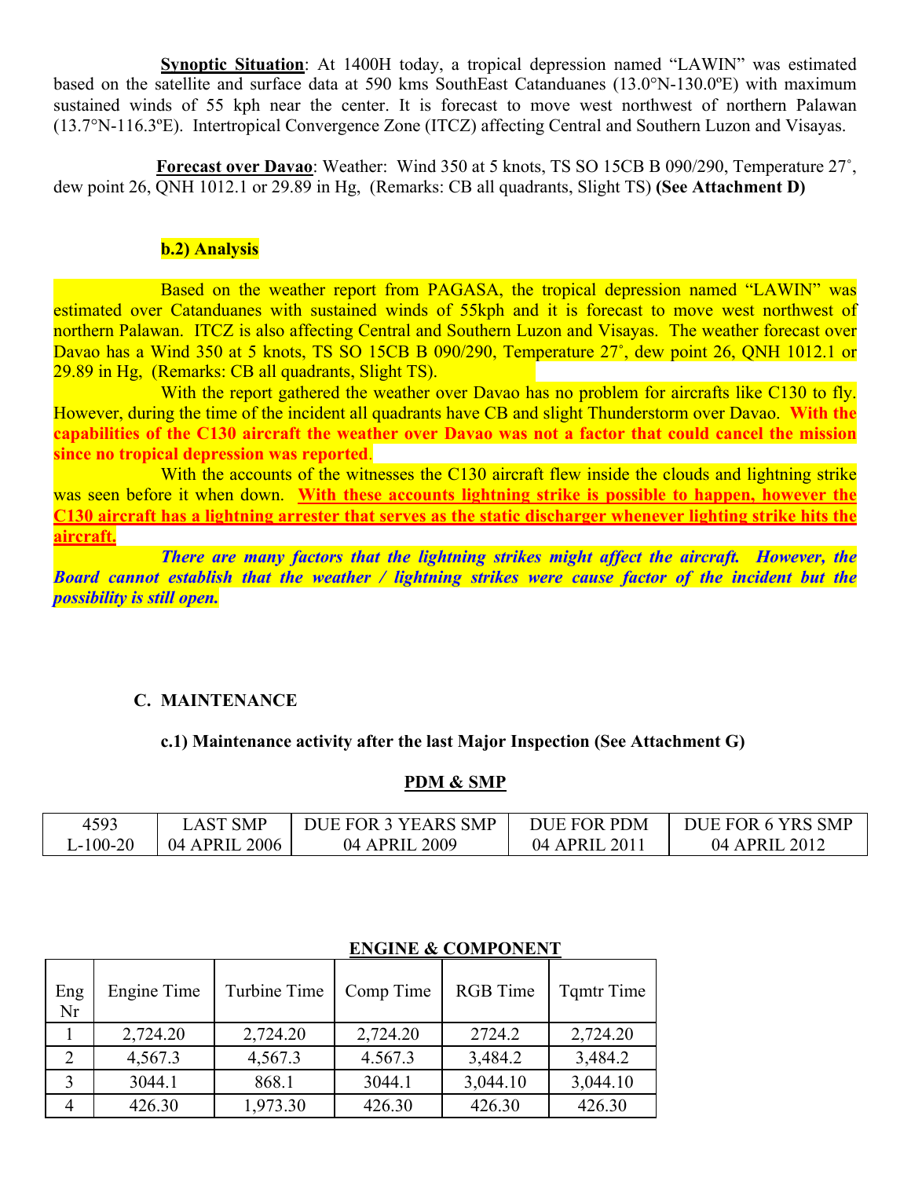**Synoptic Situation**: At 1400H today, a tropical depression named "LAWIN" was estimated based on the satellite and surface data at 590 kms SouthEast Catanduanes (13.0°N-130.0ºE) with maximum sustained winds of 55 kph near the center. It is forecast to move west northwest of northern Palawan (13.7°N-116.3ºE). Intertropical Convergence Zone (ITCZ) affecting Central and Southern Luzon and Visayas.

**Forecast over Davao**: Weather: Wind 350 at 5 knots, TS SO 15CB B 090/290, Temperature 27˚, dew point 26, QNH 1012.1 or 29.89 in Hg, (Remarks: CB all quadrants, Slight TS) **(See Attachment D)**

**b.2) Analysis**

Based on the weather report from PAGASA, the tropical depression named "LAWIN" was estimated over Catanduanes with sustained winds of 55kph and it is forecast to move west northwest of northern Palawan. ITCZ is also affecting Central and Southern Luzon and Visayas. The weather forecast over Davao has a Wind 350 at 5 knots, TS SO 15CB B 090/290, Temperature 27˚, dew point 26, QNH 1012.1 or 29.89 in Hg, (Remarks: CB all quadrants, Slight TS).

With the report gathered the weather over Davao has no problem for aircrafts like C130 to fly. However, during the time of the incident all quadrants have CB and slight Thunderstorm over Davao. **With the capabilities of the C130 aircraft the weather over Davao was not a factor that could cancel the mission since no tropical depression was reported**.

With the accounts of the witnesses the C130 aircraft flew inside the clouds and lightning strike was seen before it when down. **With these accounts lightning strike is possible to happen, however the C130 aircraft has a lightning arrester that serves as the static discharger whenever lighting strike hits the aircraft.**

***There are many factors that the lightning strikes might affect the aircraft. However, the Board cannot establish that the weather / lightning strikes were cause factor of the incident but the possibility is still open.***

## C. MAINTENANCE

**c.1) Maintenance activity after the last Major Inspection (See Attachment G)**

**PDM & SMP**

| 4593<br>L-100-20 | LAST SMP<br>04 APRIL 2006 | DUE FOR 3 YEARS SMP<br>04 APRIL 2009 | DUE FOR PDM<br>04 APRIL 2011 | DUE FOR 6 YRS SMP<br>04 APRIL 2012 |
|---|---|---|---|---|

**ENGINE & COMPONENT**

| Eng Nr | Engine Time | Turbine Time | Comp Time | RGB Time | Tqmtr Time |
|---|---|---|---|---|---|
| 1 | 2,724.20 | 2,724.20 | 2,724.20 | 2724.2 | 2,724.20 |
| 2 | 4,567.3 | 4,567.3 | 4.567.3 | 3,484.2 | 3,484.2 |
| 3 | 3044.1 | 868.1 | 3044.1 | 3,044.10 | 3,044.10 |
| 4 | 426.30 | 1,973.30 | 426.30 | 426.30 | 426.30 |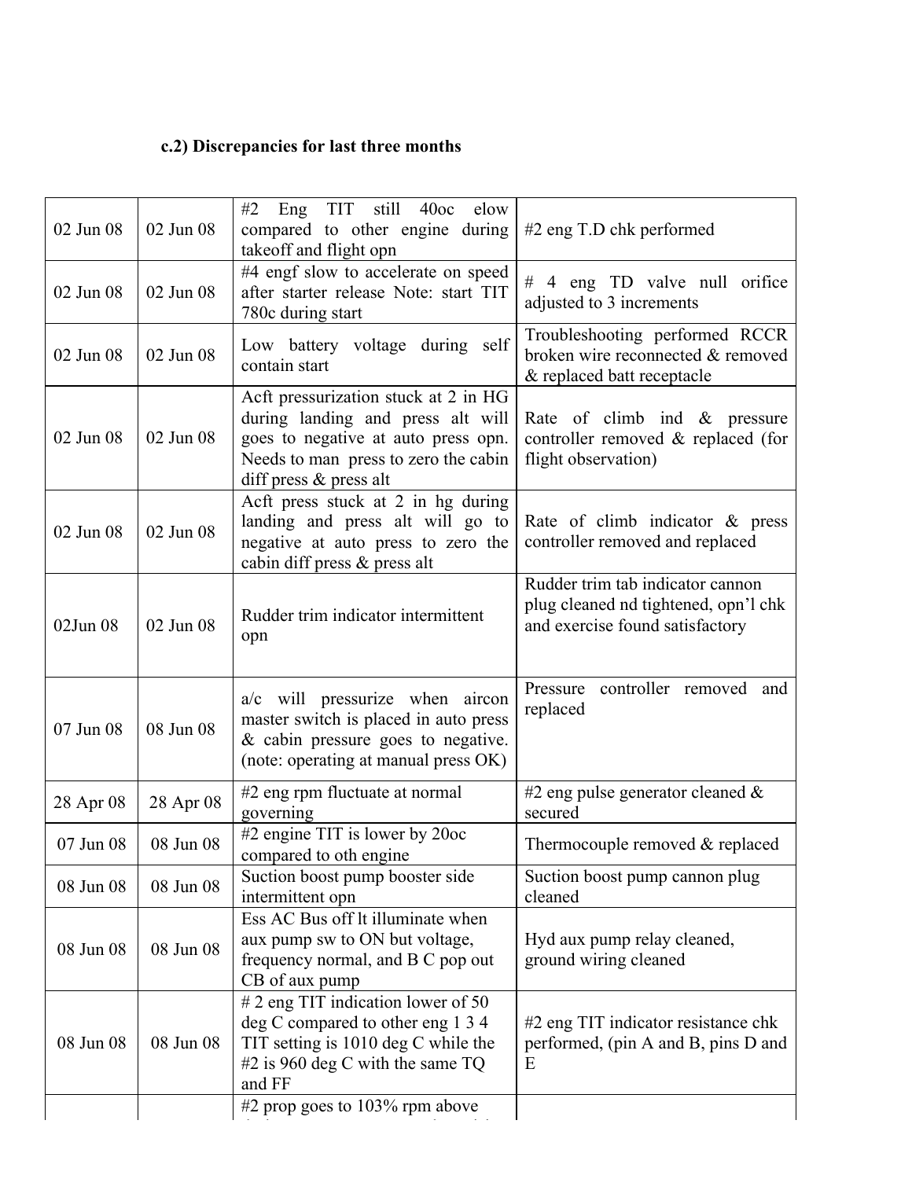### c.2) Discrepancies for last three months

| | | | |
|---|---|---|---|
| 02 Jun 08 | 02 Jun 08 | #2 Eng TIT still 40oc elow compared to other engine during takeoff and flight opn | #2 eng T.D chk performed |
| 02 Jun 08 | 02 Jun 08 | #4 engf slow to accelerate on speed after starter release Note: start TIT 780c during start | # 4 eng TD valve null orifice adjusted to 3 increments |
| 02 Jun 08 | 02 Jun 08 | Low battery voltage during self contain start | Troubleshooting performed RCCR broken wire reconnected & removed & replaced batt receptacle |
| 02 Jun 08 | 02 Jun 08 | Acft pressurization stuck at 2 in HG during landing and press alt will goes to negative at auto press opn. Needs to man press to zero the cabin diff press & press alt | Rate of climb ind & pressure controller removed & replaced (for flight observation) |
| 02 Jun 08 | 02 Jun 08 | Acft press stuck at 2 in hg during landing and press alt will go to negative at auto press to zero the cabin diff press & press alt | Rate of climb indicator & press controller removed and replaced |
| 02Jun 08 | 02 Jun 08 | Rudder trim indicator intermittent opn | Rudder trim tab indicator cannon plug cleaned nd tightened, opn'l chk and exercise found satisfactory |
| 07 Jun 08 | 08 Jun 08 | a/c will pressurize when aircon master switch is placed in auto press & cabin pressure goes to negative. (note: operating at manual press OK) | Pressure controller removed and replaced |
| 28 Apr 08 | 28 Apr 08 | #2 eng rpm fluctuate at normal governing | #2 eng pulse generator cleaned & secured |
| 07 Jun 08 | 08 Jun 08 | #2 engine TIT is lower by 20oc compared to oth engine | Thermocouple removed & replaced |
| 08 Jun 08 | 08 Jun 08 | Suction boost pump booster side intermittent opn | Suction boost pump cannon plug cleaned |
| 08 Jun 08 | 08 Jun 08 | Ess AC Bus off lt illuminate when aux pump sw to ON but voltage, frequency normal, and B C pop out CB of aux pump | Hyd aux pump relay cleaned, ground wiring cleaned |
| 08 Jun 08 | 08 Jun 08 | # 2 eng TIT indication lower of 50 deg C compared to other eng 1 3 4 TIT setting is 1010 deg C while the #2 is 960 deg C with the same TQ and FF | #2 eng TIT indicator resistance chk performed, (pin A and B, pins D and E |
| | | #2 prop goes to 103% rpm above | |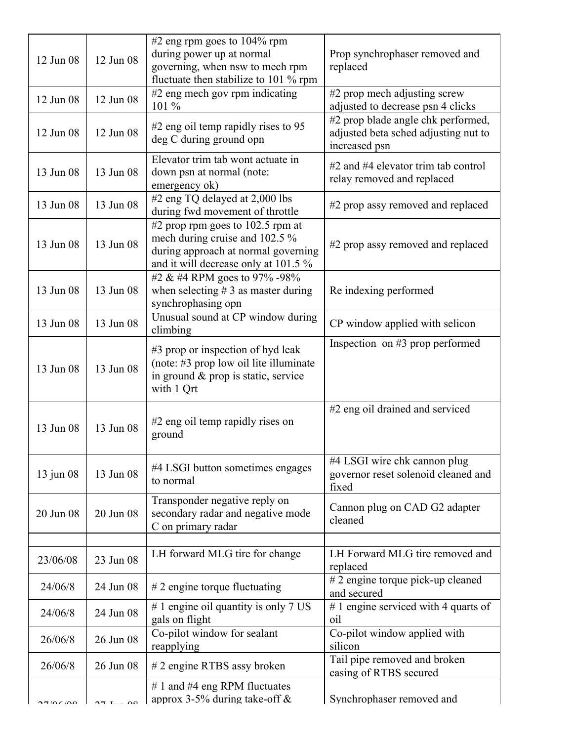| | | | |
|---|---|---|---|
| 12 Jun 08 | 12 Jun 08 | #2 eng rpm goes to 104% rpm during power up at normal governing, when nsw to mech rpm fluctuate then stabilize to 101 % rpm | Prop synchrophaser removed and replaced |
| 12 Jun 08 | 12 Jun 08 | #2 eng mech gov rpm indicating 101 % | #2 prop mech adjusting screw adjusted to decrease psn 4 clicks |
| 12 Jun 08 | 12 Jun 08 | #2 eng oil temp rapidly rises to 95 deg C during ground opn | #2 prop blade angle chk performed, adjusted beta sched adjusting nut to increased psn |
| 13 Jun 08 | 13 Jun 08 | Elevator trim tab wont actuate in down psn at normal (note: emergency ok) | #2 and #4 elevator trim tab control relay removed and replaced |
| 13 Jun 08 | 13 Jun 08 | #2 eng TQ delayed at 2,000 lbs during fwd movement of throttle | #2 prop assy removed and replaced |
| 13 Jun 08 | 13 Jun 08 | #2 prop rpm goes to 102.5 rpm at mech during cruise and 102.5 % during approach at normal governing and it will decrease only at 101.5 % | #2 prop assy removed and replaced |
| 13 Jun 08 | 13 Jun 08 | #2 & #4 RPM goes to 97% -98% when selecting # 3 as master during synchrophasing opn | Re indexing performed |
| 13 Jun 08 | 13 Jun 08 | Unusual sound at CP window during climbing | CP window applied with selicon |
| 13 Jun 08 | 13 Jun 08 | #3 prop or inspection of hyd leak (note: #3 prop low oil lite illuminate in ground & prop is static, service with 1 Qrt | Inspection on #3 prop performed |
| 13 Jun 08 | 13 Jun 08 | #2 eng oil temp rapidly rises on ground | #2 eng oil drained and serviced |
| 13 jun 08 | 13 Jun 08 | #4 LSGI button sometimes engages to normal | #4 LSGI wire chk cannon plug governor reset solenoid cleaned and fixed |
| 20 Jun 08 | 20 Jun 08 | Transponder negative reply on secondary radar and negative mode C on primary radar | Cannon plug on CAD G2 adapter cleaned |
| | | | |
| 23/06/08 | 23 Jun 08 | LH forward MLG tire for change | LH Forward MLG tire removed and replaced |
| 24/06/8 | 24 Jun 08 | # 2 engine torque fluctuating | # 2 engine torque pick-up cleaned and secured |
| 24/06/8 | 24 Jun 08 | # 1 engine oil quantity is only 7 US gals on flight | # 1 engine serviced with 4 quarts of oil |
| 26/06/8 | 26 Jun 08 | Co-pilot window for sealant reapplying | Co-pilot window applied with silicon |
| 26/06/8 | 26 Jun 08 | # 2 engine RTBS assy broken | Tail pipe removed and broken casing of RTBS secured |
| 27/06/08 | 27 Jun 08 | # 1 and #4 eng RPM fluctuates approx 3-5% during take-off & | Synchrophaser removed and |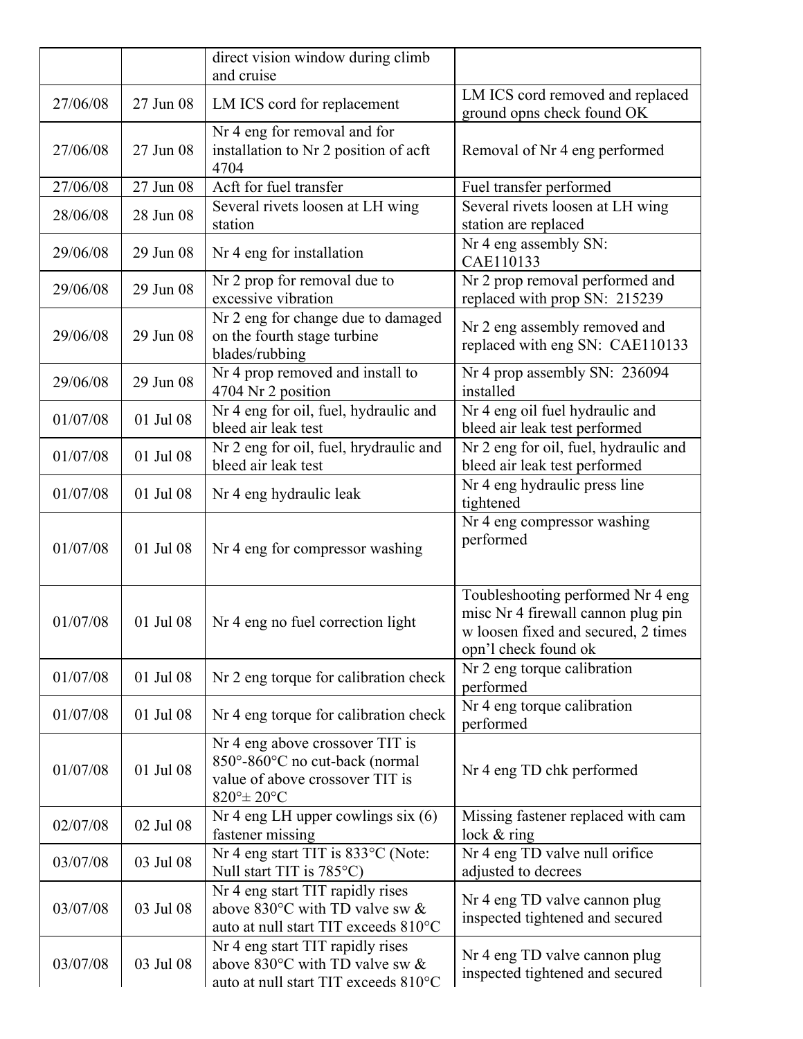| | | direct vision window during climb and cruise | |
|---|---|---|---|
| 27/06/08 | 27 Jun 08 | LM ICS cord for replacement | LM ICS cord removed and replaced ground opns check found OK |
| 27/06/08 | 27 Jun 08 | Nr 4 eng for removal and for installation to Nr 2 position of acft 4704 | Removal of Nr 4 eng performed |
| 27/06/08 | 27 Jun 08 | Acft for fuel transfer | Fuel transfer performed |
| 28/06/08 | 28 Jun 08 | Several rivets loosen at LH wing station | Several rivets loosen at LH wing station are replaced |
| 29/06/08 | 29 Jun 08 | Nr 4 eng for installation | Nr 4 eng assembly SN: CAE110133 |
| 29/06/08 | 29 Jun 08 | Nr 2 prop for removal due to excessive vibration | Nr 2 prop removal performed and replaced with prop SN: 215239 |
| 29/06/08 | 29 Jun 08 | Nr 2 eng for change due to damaged on the fourth stage turbine blades/rubbing | Nr 2 eng assembly removed and replaced with eng SN: CAE110133 |
| 29/06/08 | 29 Jun 08 | Nr 4 prop removed and install to 4704 Nr 2 position | Nr 4 prop assembly SN: 236094 installed |
| 01/07/08 | 01 Jul 08 | Nr 4 eng for oil, fuel, hydraulic and bleed air leak test | Nr 4 eng oil fuel hydraulic and bleed air leak test performed |
| 01/07/08 | 01 Jul 08 | Nr 2 eng for oil, fuel, hrydraulic and bleed air leak test | Nr 2 eng for oil, fuel, hydraulic and bleed air leak test performed |
| 01/07/08 | 01 Jul 08 | Nr 4 eng hydraulic leak | Nr 4 eng hydraulic press line tightened |
| 01/07/08 | 01 Jul 08 | Nr 4 eng for compressor washing | Nr 4 eng compressor washing performed |
| 01/07/08 | 01 Jul 08 | Nr 4 eng no fuel correction light | Toubleshooting performed Nr 4 eng misc Nr 4 firewall cannon plug pin w loosen fixed and secured, 2 times opn'l check found ok |
| 01/07/08 | 01 Jul 08 | Nr 2 eng torque for calibration check | Nr 2 eng torque calibration performed |
| 01/07/08 | 01 Jul 08 | Nr 4 eng torque for calibration check | Nr 4 eng torque calibration performed |
| 01/07/08 | 01 Jul 08 | Nr 4 eng above crossover TIT is 850°-860°C no cut-back (normal value of above crossover TIT is 820°± 20°C | Nr 4 eng TD chk performed |
| 02/07/08 | 02 Jul 08 | Nr 4 eng LH upper cowlings six (6) fastener missing | Missing fastener replaced with cam lock & ring |
| 03/07/08 | 03 Jul 08 | Nr 4 eng start TIT is 833°C (Note: Null start TIT is 785°C) | Nr 4 eng TD valve null orifice adjusted to decrees |
| 03/07/08 | 03 Jul 08 | Nr 4 eng start TIT rapidly rises above 830°C with TD valve sw & auto at null start TIT exceeds 810°C | Nr 4 eng TD valve cannon plug inspected tightened and secured |
| 03/07/08 | 03 Jul 08 | Nr 4 eng start TIT rapidly rises above 830°C with TD valve sw & auto at null start TIT exceeds 810°C | Nr 4 eng TD valve cannon plug inspected tightened and secured |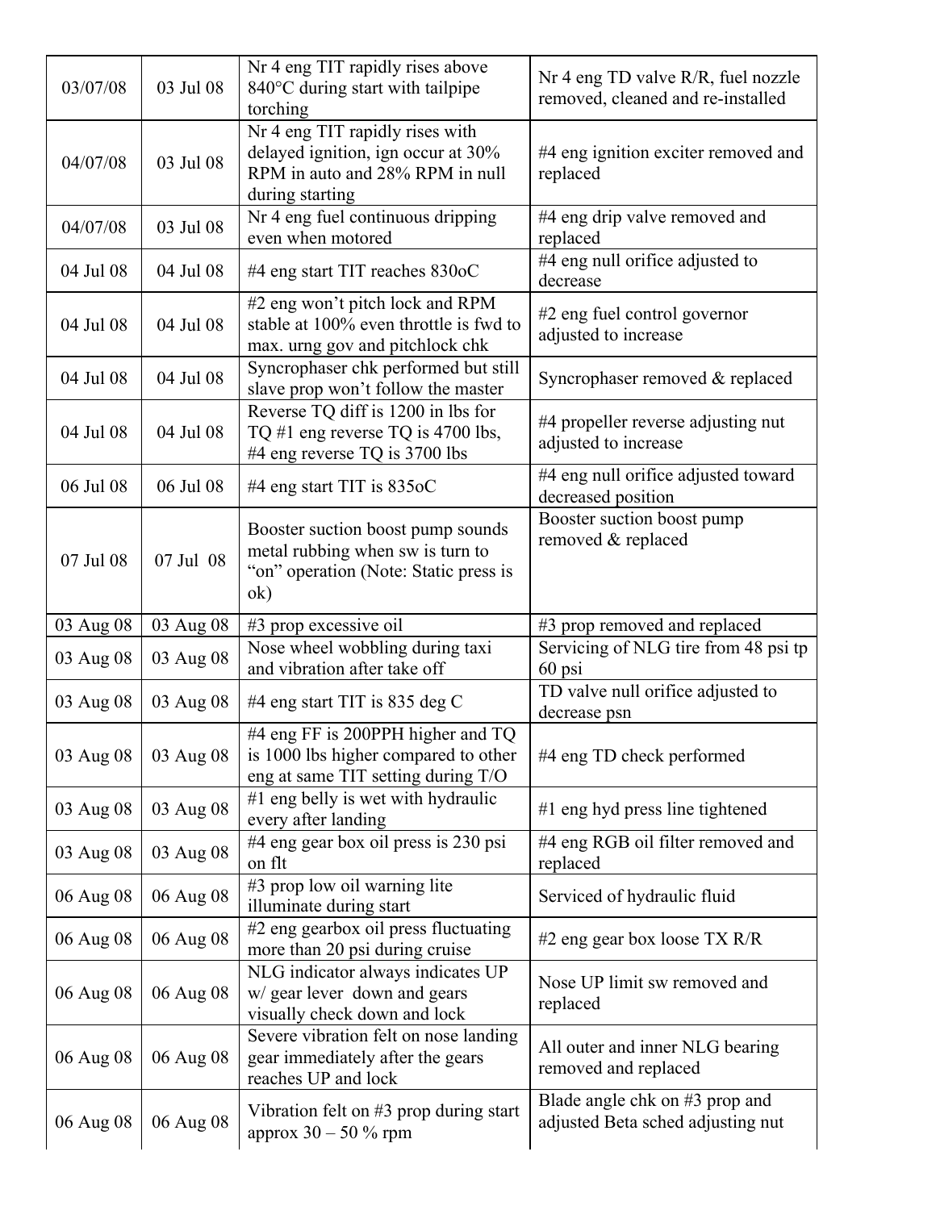| | | | |
|---|---|---|---|
| 03/07/08 | 03 Jul 08 | Nr 4 eng TIT rapidly rises above 840°C during start with tailpipe torching | Nr 4 eng TD valve R/R, fuel nozzle removed, cleaned and re-installed |
| 04/07/08 | 03 Jul 08 | Nr 4 eng TIT rapidly rises with delayed ignition, ign occur at 30% RPM in auto and 28% RPM in null during starting | #4 eng ignition exciter removed and replaced |
| 04/07/08 | 03 Jul 08 | Nr 4 eng fuel continuous dripping even when motored | #4 eng drip valve removed and replaced |
| 04 Jul 08 | 04 Jul 08 | #4 eng start TIT reaches 830oC | #4 eng null orifice adjusted to decrease |
| 04 Jul 08 | 04 Jul 08 | #2 eng won't pitch lock and RPM stable at 100% even throttle is fwd to max. urng gov and pitchlock chk | #2 eng fuel control governor adjusted to increase |
| 04 Jul 08 | 04 Jul 08 | Syncrophaser chk performed but still slave prop won't follow the master | Syncrophaser removed & replaced |
| 04 Jul 08 | 04 Jul 08 | Reverse TQ diff is 1200 in lbs for TQ #1 eng reverse TQ is 4700 lbs, #4 eng reverse TQ is 3700 lbs | #4 propeller reverse adjusting nut adjusted to increase |
| 06 Jul 08 | 06 Jul 08 | #4 eng start TIT is 835oC | #4 eng null orifice adjusted toward decreased position |
| 07 Jul 08 | 07 Jul 08 | Booster suction boost pump sounds metal rubbing when sw is turn to "on" operation (Note: Static press is ok) | Booster suction boost pump removed & replaced |
| 03 Aug 08 | 03 Aug 08 | #3 prop excessive oil | #3 prop removed and replaced |
| 03 Aug 08 | 03 Aug 08 | Nose wheel wobbling during taxi and vibration after take off | Servicing of NLG tire from 48 psi tp 60 psi |
| 03 Aug 08 | 03 Aug 08 | #4 eng start TIT is 835 deg C | TD valve null orifice adjusted to decrease psn |
| 03 Aug 08 | 03 Aug 08 | #4 eng FF is 200PPH higher and TQ is 1000 lbs higher compared to other eng at same TIT setting during T/O | #4 eng TD check performed |
| 03 Aug 08 | 03 Aug 08 | #1 eng belly is wet with hydraulic every after landing | #1 eng hyd press line tightened |
| 03 Aug 08 | 03 Aug 08 | #4 eng gear box oil press is 230 psi on flt | #4 eng RGB oil filter removed and replaced |
| 06 Aug 08 | 06 Aug 08 | #3 prop low oil warning lite illuminate during start | Serviced of hydraulic fluid |
| 06 Aug 08 | 06 Aug 08 | #2 eng gearbox oil press fluctuating more than 20 psi during cruise | #2 eng gear box loose TX R/R |
| 06 Aug 08 | 06 Aug 08 | NLG indicator always indicates UP w/ gear lever down and gears visually check down and lock | Nose UP limit sw removed and replaced |
| 06 Aug 08 | 06 Aug 08 | Severe vibration felt on nose landing gear immediately after the gears reaches UP and lock | All outer and inner NLG bearing removed and replaced |
| 06 Aug 08 | 06 Aug 08 | Vibration felt on #3 prop during start approx 30 – 50 % rpm | Blade angle chk on #3 prop and adjusted Beta sched adjusting nut |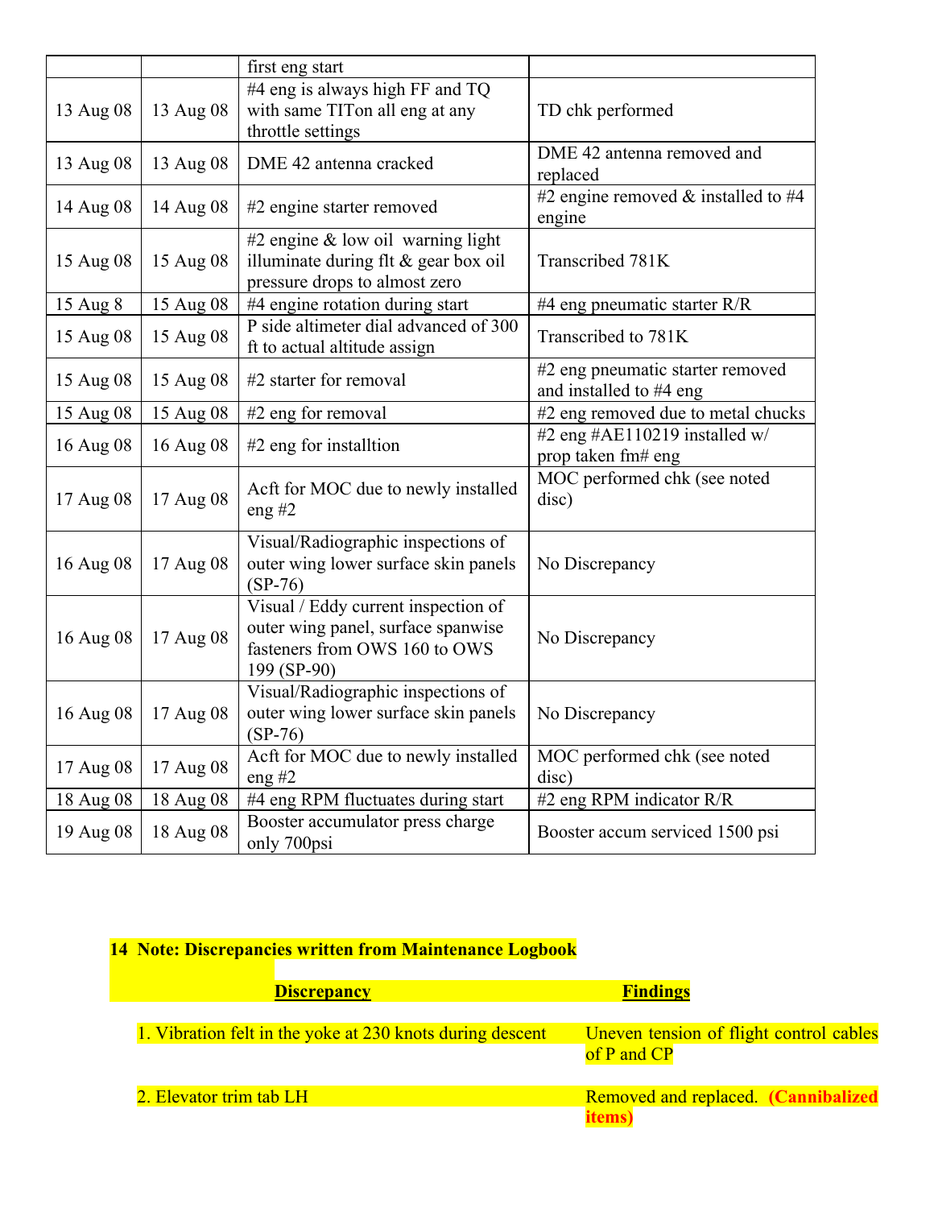| | | | |
|---|---|---|---|
| | | first eng start | |
| 13 Aug 08 | 13 Aug 08 | #4 eng is always high FF and TQ with same TITon all eng at any throttle settings | TD chk performed |
| 13 Aug 08 | 13 Aug 08 | DME 42 antenna cracked | DME 42 antenna removed and replaced |
| 14 Aug 08 | 14 Aug 08 | #2 engine starter removed | #2 engine removed & installed to #4 engine |
| 15 Aug 08 | 15 Aug 08 | #2 engine & low oil warning light illuminate during flt & gear box oil pressure drops to almost zero | Transcribed 781K |
| 15 Aug 8 | 15 Aug 08 | #4 engine rotation during start | #4 eng pneumatic starter R/R |
| 15 Aug 08 | 15 Aug 08 | P side altimeter dial advanced of 300 ft to actual altitude assign | Transcribed to 781K |
| 15 Aug 08 | 15 Aug 08 | #2 starter for removal | #2 eng pneumatic starter removed and installed to #4 eng |
| 15 Aug 08 | 15 Aug 08 | #2 eng for removal | #2 eng removed due to metal chucks |
| 16 Aug 08 | 16 Aug 08 | #2 eng for installtion | #2 eng #AE110219 installed w/ prop taken fm# eng |
| 17 Aug 08 | 17 Aug 08 | Acft for MOC due to newly installed eng #2 | MOC performed chk (see noted disc) |
| 16 Aug 08 | 17 Aug 08 | Visual/Radiographic inspections of outer wing lower surface skin panels (SP-76) | No Discrepancy |
| 16 Aug 08 | 17 Aug 08 | Visual / Eddy current inspection of outer wing panel, surface spanwise fasteners from OWS 160 to OWS 199 (SP-90) | No Discrepancy |
| 16 Aug 08 | 17 Aug 08 | Visual/Radiographic inspections of outer wing lower surface skin panels (SP-76) | No Discrepancy |
| 17 Aug 08 | 17 Aug 08 | Acft for MOC due to newly installed eng #2 | MOC performed chk (see noted disc) |
| 18 Aug 08 | 18 Aug 08 | #4 eng RPM fluctuates during start | #2 eng RPM indicator R/R |
| 19 Aug 08 | 18 Aug 08 | Booster accumulator press charge only 700psi | Booster accum serviced 1500 psi |

**14 Note: Discrepancies written from Maintenance Logbook**

| Discrepancy | Findings |
|---|---|
| 1. Vibration felt in the yoke at 230 knots during descent | Uneven tension of flight control cables of P and CP |
| 2. Elevator trim tab LH | Removed and replaced. **(Cannibalized items)** |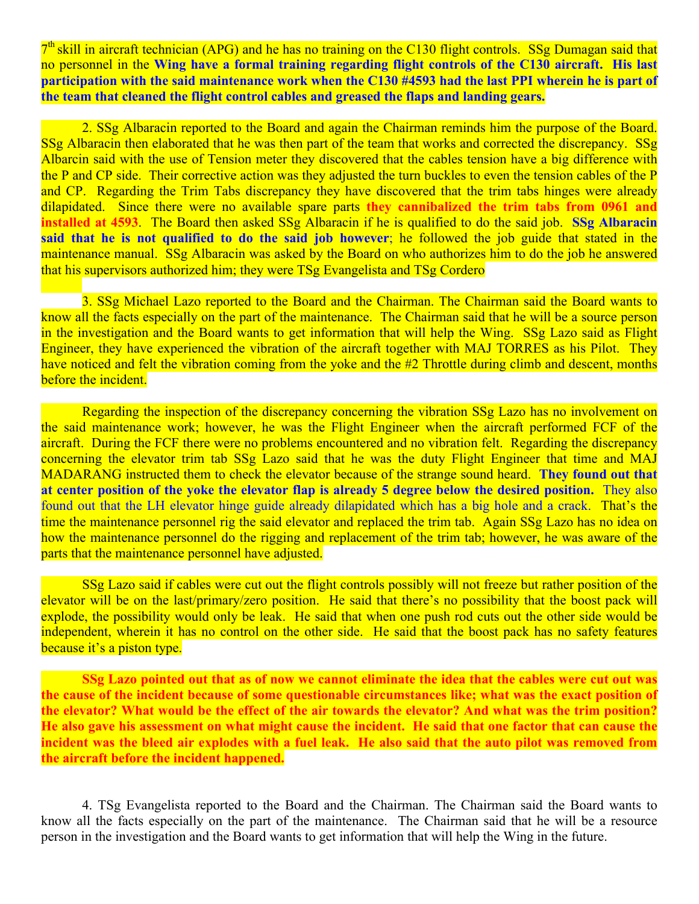7[th] skill in aircraft technician (APG) and he has no training on the C130 flight controls. SSg Dumagan said that no personnel in the **Wing have a formal training regarding flight controls of the C130 aircraft. His last participation with the said maintenance work when the C130 #4593 had the last PPI wherein he is part of the team that cleaned the flight control cables and greased the flaps and landing gears.**

2. SSg Albaracin reported to the Board and again the Chairman reminds him the purpose of the Board. SSg Albaracin then elaborated that he was then part of the team that works and corrected the discrepancy. SSg Albarcin said with the use of Tension meter they discovered that the cables tension have a big difference with the P and CP side. Their corrective action was they adjusted the turn buckles to even the tension cables of the P and CP. Regarding the Trim Tabs discrepancy they have discovered that the trim tabs hinges were already dilapidated. Since there were no available spare parts **they cannibalized the trim tabs from 0961 and installed at 4593**. The Board then asked SSg Albaracin if he is qualified to do the said job. **SSg Albaracin said that he is not qualified to do the said job however**; he followed the job guide that stated in the maintenance manual. SSg Albaracin was asked by the Board on who authorizes him to do the job he answered that his supervisors authorized him; they were TSg Evangelista and TSg Cordero

3. SSg Michael Lazo reported to the Board and the Chairman. The Chairman said the Board wants to know all the facts especially on the part of the maintenance. The Chairman said that he will be a source person in the investigation and the Board wants to get information that will help the Wing. SSg Lazo said as Flight Engineer, they have experienced the vibration of the aircraft together with MAJ TORRES as his Pilot. They have noticed and felt the vibration coming from the yoke and the #2 Throttle during climb and descent, months before the incident.

Regarding the inspection of the discrepancy concerning the vibration SSg Lazo has no involvement on the said maintenance work; however, he was the Flight Engineer when the aircraft performed FCF of the aircraft. During the FCF there were no problems encountered and no vibration felt. Regarding the discrepancy concerning the elevator trim tab SSg Lazo said that he was the duty Flight Engineer that time and MAJ MADARANG instructed them to check the elevator because of the strange sound heard. **They found out that at center position of the yoke the elevator flap is already 5 degree below the desired position.** They also found out that the LH elevator hinge guide already dilapidated which has a big hole and a crack. That's the time the maintenance personnel rig the said elevator and replaced the trim tab. Again SSg Lazo has no idea on how the maintenance personnel do the rigging and replacement of the trim tab; however, he was aware of the parts that the maintenance personnel have adjusted.

SSg Lazo said if cables were cut out the flight controls possibly will not freeze but rather position of the elevator will be on the last/primary/zero position. He said that there's no possibility that the boost pack will explode, the possibility would only be leak. He said that when one push rod cuts out the other side would be independent, wherein it has no control on the other side. He said that the boost pack has no safety features because it's a piston type.

**SSg Lazo pointed out that as of now we cannot eliminate the idea that the cables were cut out was the cause of the incident because of some questionable circumstances like; what was the exact position of the elevator? What would be the effect of the air towards the elevator? And what was the trim position? He also gave his assessment on what might cause the incident. He said that one factor that can cause the incident was the bleed air explodes with a fuel leak. He also said that the auto pilot was removed from the aircraft before the incident happened.**

4. TSg Evangelista reported to the Board and the Chairman. The Chairman said the Board wants to know all the facts especially on the part of the maintenance. The Chairman said that he will be a resource person in the investigation and the Board wants to get information that will help the Wing in the future.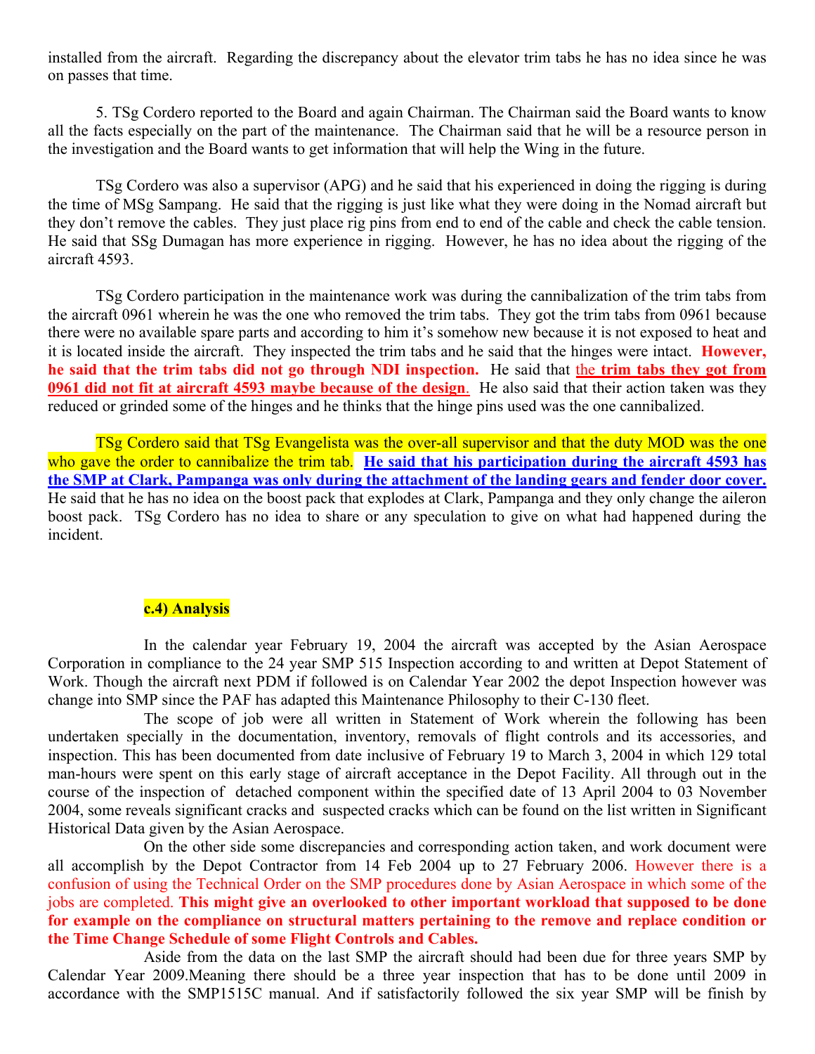installed from the aircraft. Regarding the discrepancy about the elevator trim tabs he has no idea since he was on passes that time.

5. TSg Cordero reported to the Board and again Chairman. The Chairman said the Board wants to know all the facts especially on the part of the maintenance. The Chairman said that he will be a resource person in the investigation and the Board wants to get information that will help the Wing in the future.

TSg Cordero was also a supervisor (APG) and he said that his experienced in doing the rigging is during the time of MSg Sampang. He said that the rigging is just like what they were doing in the Nomad aircraft but they don't remove the cables. They just place rig pins from end to end of the cable and check the cable tension. He said that SSg Dumagan has more experience in rigging. However, he has no idea about the rigging of the aircraft 4593.

TSg Cordero participation in the maintenance work was during the cannibalization of the trim tabs from the aircraft 0961 wherein he was the one who removed the trim tabs. They got the trim tabs from 0961 because there were no available spare parts and according to him it's somehow new because it is not exposed to heat and it is located inside the aircraft. They inspected the trim tabs and he said that the hinges were intact. **However, he said that the trim tabs did not go through NDI inspection.** He said that the **trim tabs they got from 0961 did not fit at aircraft 4593 maybe because of the design**. He also said that their action taken was they reduced or grinded some of the hinges and he thinks that the hinge pins used was the one cannibalized.

TSg Cordero said that TSg Evangelista was the over-all supervisor and that the duty MOD was the one who gave the order to cannibalize the trim tab. **He said that his participation during the aircraft 4593 has the SMP at Clark, Pampanga was only during the attachment of the landing gears and fender door cover.** He said that he has no idea on the boost pack that explodes at Clark, Pampanga and they only change the aileron boost pack. TSg Cordero has no idea to share or any speculation to give on what had happened during the incident.

**c.4) Analysis**

In the calendar year February 19, 2004 the aircraft was accepted by the Asian Aerospace Corporation in compliance to the 24 year SMP 515 Inspection according to and written at Depot Statement of Work. Though the aircraft next PDM if followed is on Calendar Year 2002 the depot Inspection however was change into SMP since the PAF has adapted this Maintenance Philosophy to their C-130 fleet.

The scope of job were all written in Statement of Work wherein the following has been undertaken specially in the documentation, inventory, removals of flight controls and its accessories, and inspection. This has been documented from date inclusive of February 19 to March 3, 2004 in which 129 total man-hours were spent on this early stage of aircraft acceptance in the Depot Facility. All through out in the course of the inspection of detached component within the specified date of 13 April 2004 to 03 November 2004, some reveals significant cracks and suspected cracks which can be found on the list written in Significant Historical Data given by the Asian Aerospace.

On the other side some discrepancies and corresponding action taken, and work document were all accomplish by the Depot Contractor from 14 Feb 2004 up to 27 February 2006. However there is a confusion of using the Technical Order on the SMP procedures done by Asian Aerospace in which some of the jobs are completed. **This might give an overlooked to other important workload that supposed to be done for example on the compliance on structural matters pertaining to the remove and replace condition or the Time Change Schedule of some Flight Controls and Cables.**

Aside from the data on the last SMP the aircraft should had been due for three years SMP by Calendar Year 2009.Meaning there should be a three year inspection that has to be done until 2009 in accordance with the SMP1515C manual. And if satisfactorily followed the six year SMP will be finish by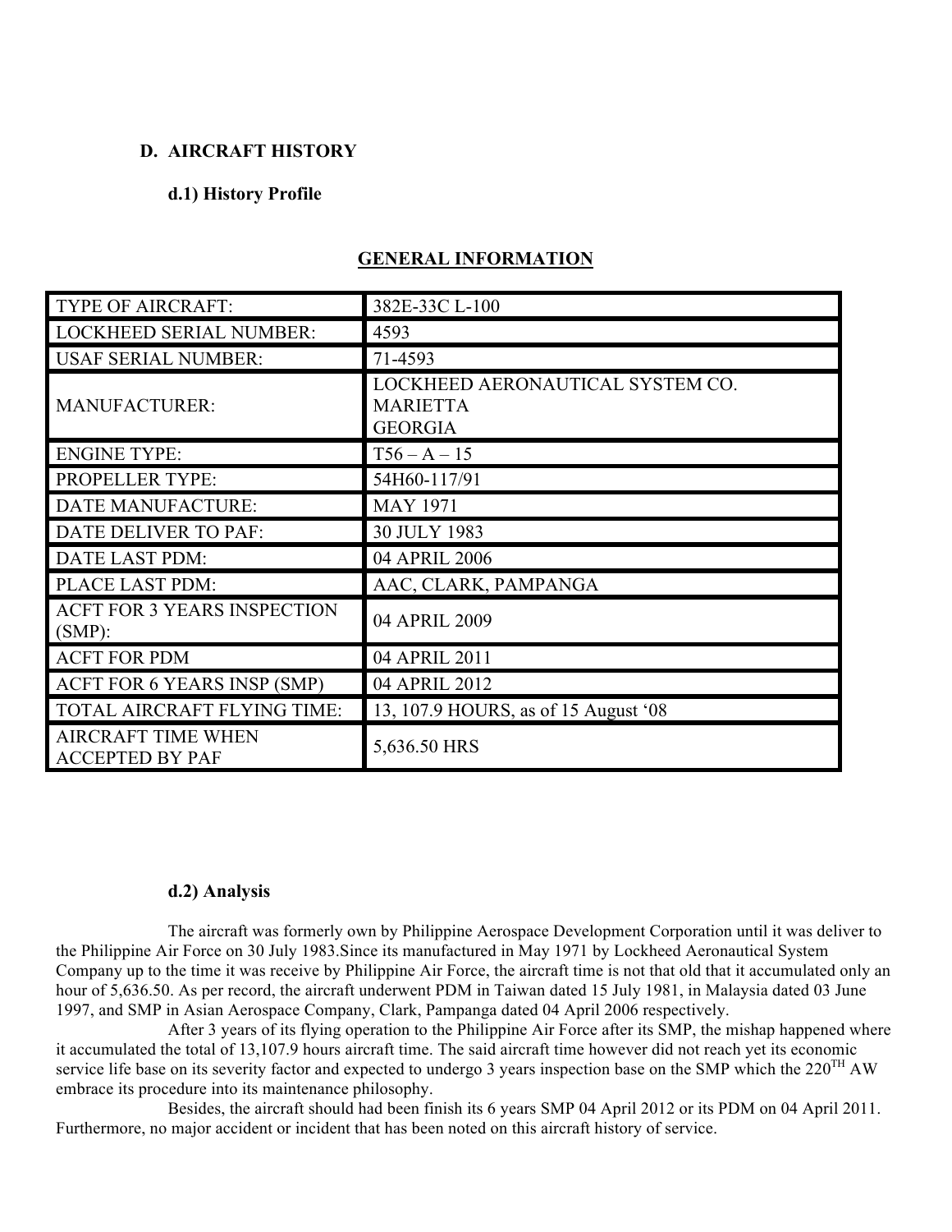## D. AIRCRAFT HISTORY

### d.1) History Profile

**GENERAL INFORMATION**

| | |
|---|---|
| TYPE OF AIRCRAFT: | 382E-33C L-100 |
| LOCKHEED SERIAL NUMBER: | 4593 |
| USAF SERIAL NUMBER: | 71-4593 |
| MANUFACTURER: | LOCKHEED AERONAUTICAL SYSTEM CO. MARIETTA GEORGIA |
| ENGINE TYPE: | T56 – A – 15 |
| PROPELLER TYPE: | 54H60-117/91 |
| DATE MANUFACTURE: | MAY 1971 |
| DATE DELIVER TO PAF: | 30 JULY 1983 |
| DATE LAST PDM: | 04 APRIL 2006 |
| PLACE LAST PDM: | AAC, CLARK, PAMPANGA |
| ACFT FOR 3 YEARS INSPECTION (SMP): | 04 APRIL 2009 |
| ACFT FOR PDM | 04 APRIL 2011 |
| ACFT FOR 6 YEARS INSP (SMP) | 04 APRIL 2012 |
| TOTAL AIRCRAFT FLYING TIME: | 13, 107.9 HOURS, as of 15 August '08 |
| AIRCRAFT TIME WHEN ACCEPTED BY PAF | 5,636.50 HRS |

### d.2) Analysis

The aircraft was formerly own by Philippine Aerospace Development Corporation until it was deliver to the Philippine Air Force on 30 July 1983.Since its manufactured in May 1971 by Lockheed Aeronautical System Company up to the time it was receive by Philippine Air Force, the aircraft time is not that old that it accumulated only an hour of 5,636.50. As per record, the aircraft underwent PDM in Taiwan dated 15 July 1981, in Malaysia dated 03 June 1997, and SMP in Asian Aerospace Company, Clark, Pampanga dated 04 April 2006 respectively.

After 3 years of its flying operation to the Philippine Air Force after its SMP, the mishap happened where it accumulated the total of 13,107.9 hours aircraft time. The said aircraft time however did not reach yet its economic service life base on its severity factor and expected to undergo 3 years inspection base on the SMP which the 220TH AW embrace its procedure into its maintenance philosophy.

Besides, the aircraft should had been finish its 6 years SMP 04 April 2012 or its PDM on 04 April 2011. Furthermore, no major accident or incident that has been noted on this aircraft history of service.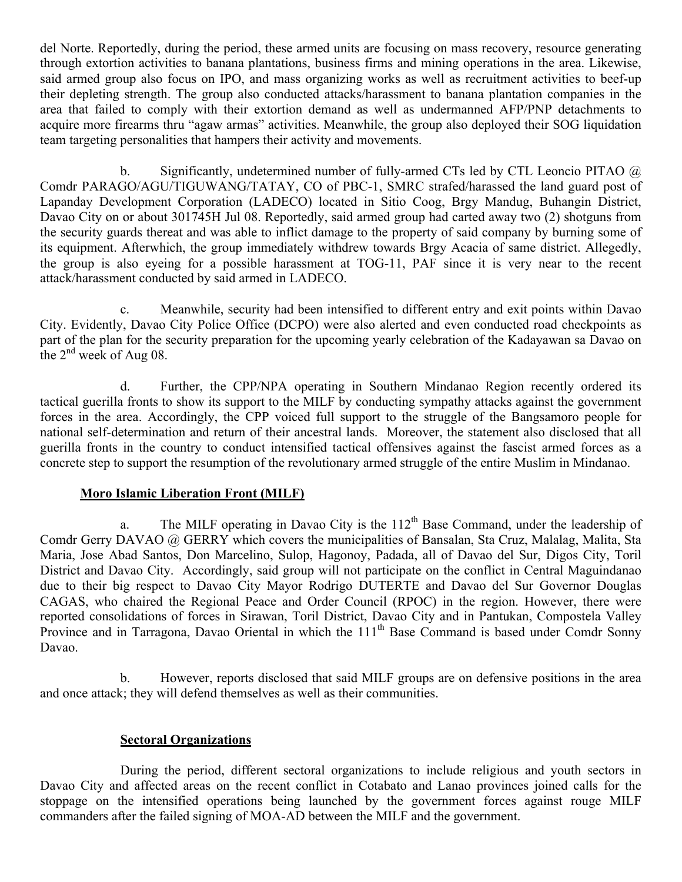del Norte. Reportedly, during the period, these armed units are focusing on mass recovery, resource generating through extortion activities to banana plantations, business firms and mining operations in the area. Likewise, said armed group also focus on IPO, and mass organizing works as well as recruitment activities to beef-up their depleting strength. The group also conducted attacks/harassment to banana plantation companies in the area that failed to comply with their extortion demand as well as undermanned AFP/PNP detachments to acquire more firearms thru "agaw armas" activities. Meanwhile, the group also deployed their SOG liquidation team targeting personalities that hampers their activity and movements.

b. Significantly, undetermined number of fully-armed CTs led by CTL Leoncio PITAO @ Comdr PARAGO/AGU/TIGUWANG/TATAY, CO of PBC-1, SMRC strafed/harassed the land guard post of Lapanday Development Corporation (LADECO) located in Sitio Coog, Brgy Mandug, Buhangin District, Davao City on or about 301745H Jul 08. Reportedly, said armed group had carted away two (2) shotguns from the security guards thereat and was able to inflict damage to the property of said company by burning some of its equipment. Afterwhich, the group immediately withdrew towards Brgy Acacia of same district. Allegedly, the group is also eyeing for a possible harassment at TOG-11, PAF since it is very near to the recent attack/harassment conducted by said armed in LADECO.

c. Meanwhile, security had been intensified to different entry and exit points within Davao City. Evidently, Davao City Police Office (DCPO) were also alerted and even conducted road checkpoints as part of the plan for the security preparation for the upcoming yearly celebration of the Kadayawan sa Davao on the 2nd week of Aug 08.

d. Further, the CPP/NPA operating in Southern Mindanao Region recently ordered its tactical guerilla fronts to show its support to the MILF by conducting sympathy attacks against the government forces in the area. Accordingly, the CPP voiced full support to the struggle of the Bangsamoro people for national self-determination and return of their ancestral lands. Moreover, the statement also disclosed that all guerilla fronts in the country to conduct intensified tactical offensives against the fascist armed forces as a concrete step to support the resumption of the revolutionary armed struggle of the entire Muslim in Mindanao.

**Moro Islamic Liberation Front (MILF)**

a. The MILF operating in Davao City is the 112th Base Command, under the leadership of Comdr Gerry DAVAO @ GERRY which covers the municipalities of Bansalan, Sta Cruz, Malalag, Malita, Sta Maria, Jose Abad Santos, Don Marcelino, Sulop, Hagonoy, Padada, all of Davao del Sur, Digos City, Toril District and Davao City. Accordingly, said group will not participate on the conflict in Central Maguindanao due to their big respect to Davao City Mayor Rodrigo DUTERTE and Davao del Sur Governor Douglas CAGAS, who chaired the Regional Peace and Order Council (RPOC) in the region. However, there were reported consolidations of forces in Sirawan, Toril District, Davao City and in Pantukan, Compostela Valley Province and in Tarragona, Davao Oriental in which the 111th Base Command is based under Comdr Sonny Davao.

b. However, reports disclosed that said MILF groups are on defensive positions in the area and once attack; they will defend themselves as well as their communities.

**Sectoral Organizations**

During the period, different sectoral organizations to include religious and youth sectors in Davao City and affected areas on the recent conflict in Cotabato and Lanao provinces joined calls for the stoppage on the intensified operations being launched by the government forces against rouge MILF commanders after the failed signing of MOA-AD between the MILF and the government.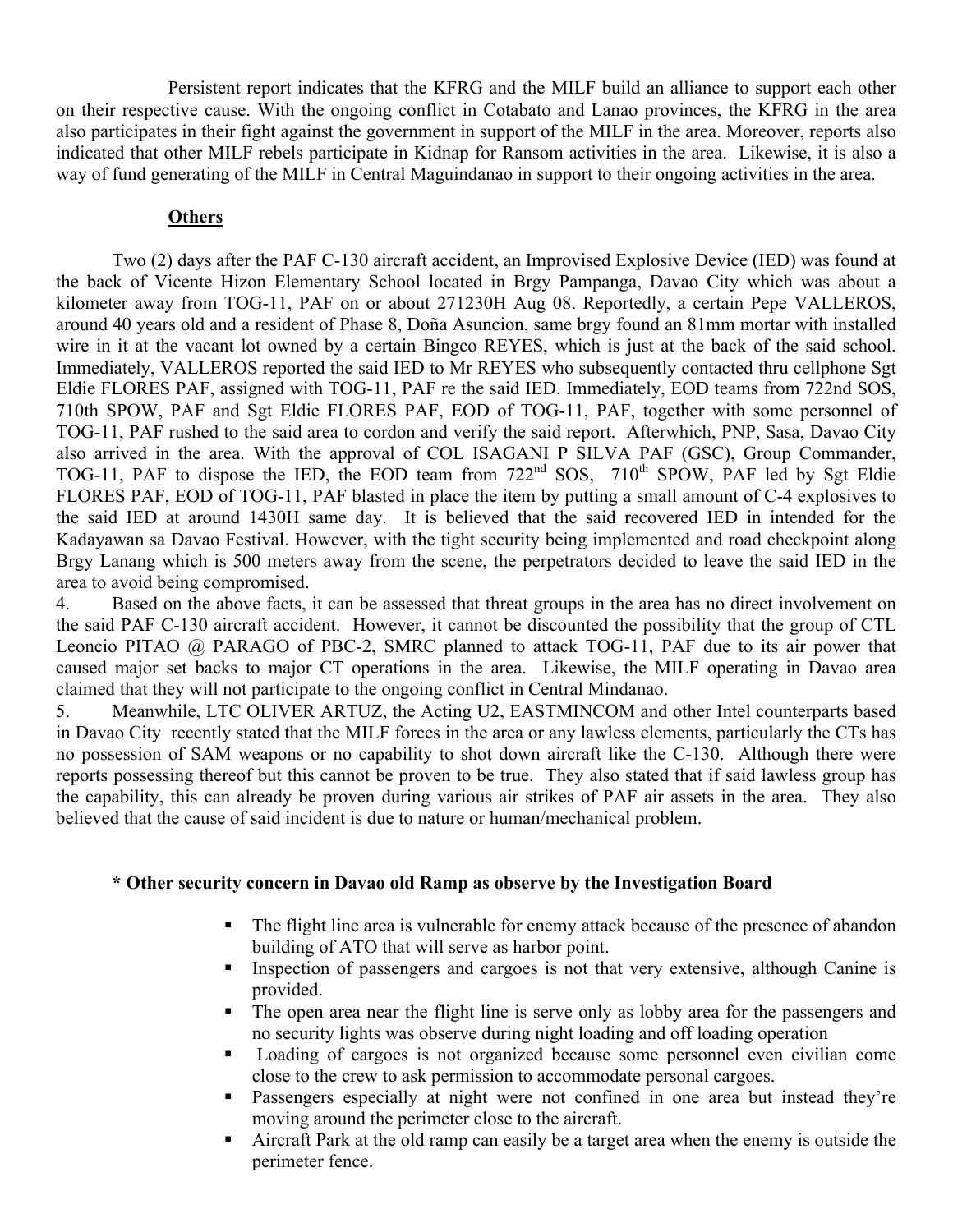Persistent report indicates that the KFRG and the MILF build an alliance to support each other on their respective cause. With the ongoing conflict in Cotabato and Lanao provinces, the KFRG in the area also participates in their fight against the government in support of the MILF in the area. Moreover, reports also indicated that other MILF rebels participate in Kidnap for Ransom activities in the area. Likewise, it is also a way of fund generating of the MILF in Central Maguindanao in support to their ongoing activities in the area.

**Others**

Two (2) days after the PAF C-130 aircraft accident, an Improvised Explosive Device (IED) was found at the back of Vicente Hizon Elementary School located in Brgy Pampanga, Davao City which was about a kilometer away from TOG-11, PAF on or about 271230H Aug 08. Reportedly, a certain Pepe VALLEROS, around 40 years old and a resident of Phase 8, Doña Asuncion, same brgy found an 81mm mortar with installed wire in it at the vacant lot owned by a certain Bingco REYES, which is just at the back of the said school. Immediately, VALLEROS reported the said IED to Mr REYES who subsequently contacted thru cellphone Sgt Eldie FLORES PAF, assigned with TOG-11, PAF re the said IED. Immediately, EOD teams from 722nd SOS, 710th SPOW, PAF and Sgt Eldie FLORES PAF, EOD of TOG-11, PAF, together with some personnel of TOG-11, PAF rushed to the said area to cordon and verify the said report. Afterwhich, PNP, Sasa, Davao City also arrived in the area. With the approval of COL ISAGANI P SILVA PAF (GSC), Group Commander, TOG-11, PAF to dispose the IED, the EOD team from 722nd SOS, 710th SPOW, PAF led by Sgt Eldie FLORES PAF, EOD of TOG-11, PAF blasted in place the item by putting a small amount of C-4 explosives to the said IED at around 1430H same day. It is believed that the said recovered IED in intended for the Kadayawan sa Davao Festival. However, with the tight security being implemented and road checkpoint along Brgy Lanang which is 500 meters away from the scene, the perpetrators decided to leave the said IED in the area to avoid being compromised.

4. Based on the above facts, it can be assessed that threat groups in the area has no direct involvement on the said PAF C-130 aircraft accident. However, it cannot be discounted the possibility that the group of CTL Leoncio PITAO @ PARAGO of PBC-2, SMRC planned to attack TOG-11, PAF due to its air power that caused major set backs to major CT operations in the area. Likewise, the MILF operating in Davao area claimed that they will not participate to the ongoing conflict in Central Mindanao.

5. Meanwhile, LTC OLIVER ARTUZ, the Acting U2, EASTMINCOM and other Intel counterparts based in Davao City recently stated that the MILF forces in the area or any lawless elements, particularly the CTs has no possession of SAM weapons or no capability to shot down aircraft like the C-130. Although there were reports possessing thereof but this cannot be proven to be true. They also stated that if said lawless group has the capability, this can already be proven during various air strikes of PAF air assets in the area. They also believed that the cause of said incident is due to nature or human/mechanical problem.

**\* Other security concern in Davao old Ramp as observe by the Investigation Board**

- The flight line area is vulnerable for enemy attack because of the presence of abandon building of ATO that will serve as harbor point.
- Inspection of passengers and cargoes is not that very extensive, although Canine is provided.
- The open area near the flight line is serve only as lobby area for the passengers and no security lights was observe during night loading and off loading operation
- Loading of cargoes is not organized because some personnel even civilian come close to the crew to ask permission to accommodate personal cargoes.
- Passengers especially at night were not confined in one area but instead they're moving around the perimeter close to the aircraft.
- Aircraft Park at the old ramp can easily be a target area when the enemy is outside the perimeter fence.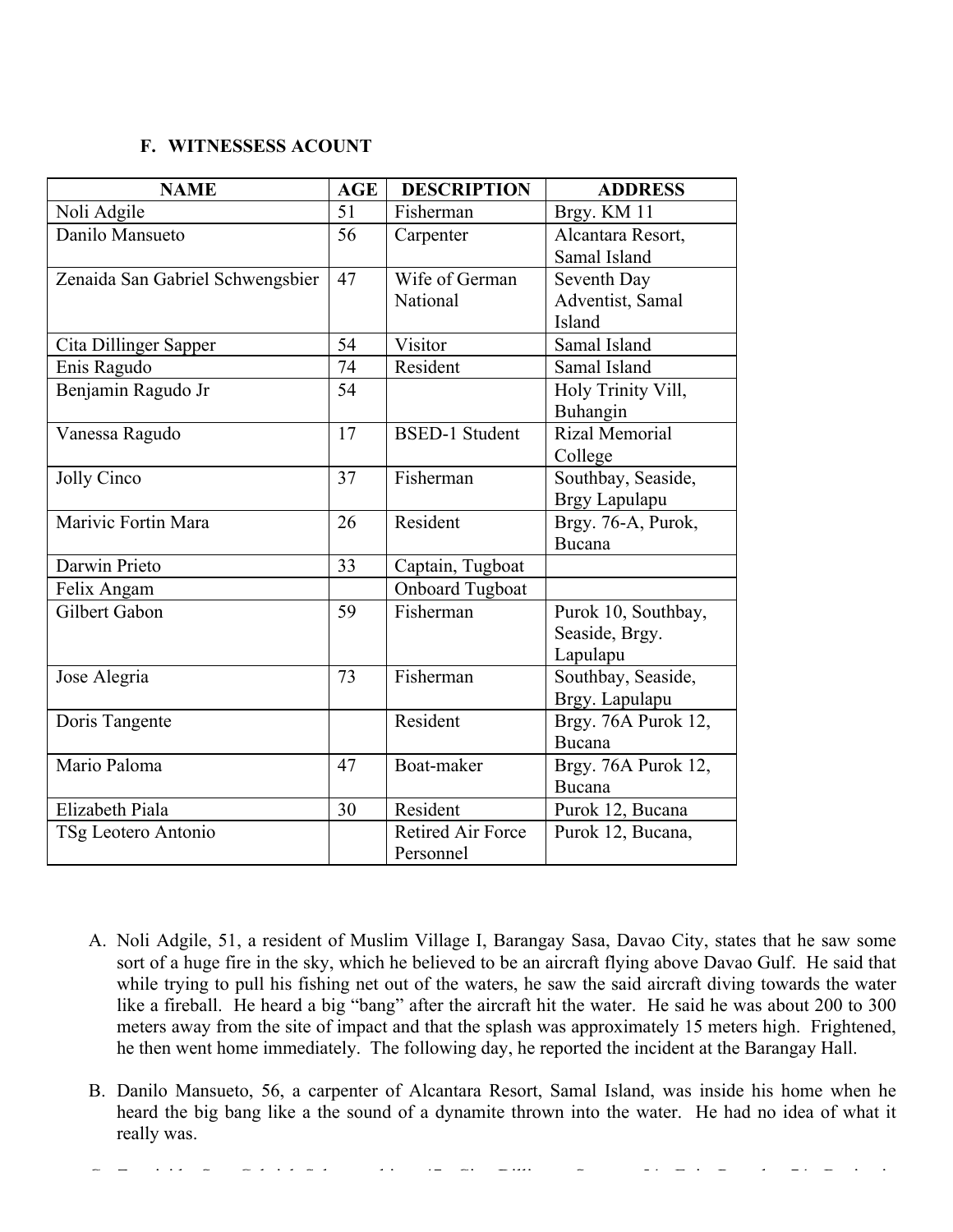### F. WITNESSESS ACOUNT

| NAME | AGE | DESCRIPTION | ADDRESS |
|---|---|---|---|
| Noli Adgile | 51 | Fisherman | Brgy. KM 11 |
| Danilo Mansueto | 56 | Carpenter | Alcantara Resort, Samal Island |
| Zenaida San Gabriel Schwengsbier | 47 | Wife of German National | Seventh Day Adventist, Samal Island |
| Cita Dillinger Sapper | 54 | Visitor | Samal Island |
| Enis Ragudo | 74 | Resident | Samal Island |
| Benjamin Ragudo Jr | 54 | | Holy Trinity Vill, Buhangin |
| Vanessa Ragudo | 17 | BSED-1 Student | Rizal Memorial College |
| Jolly Cinco | 37 | Fisherman | Southbay, Seaside, Brgy Lapulapu |
| Marivic Fortin Mara | 26 | Resident | Brgy. 76-A, Purok, Bucana |
| Darwin Prieto | 33 | Captain, Tugboat | |
| Felix Angam | | Onboard Tugboat | |
| Gilbert Gabon | 59 | Fisherman | Purok 10, Southbay, Seaside, Brgy. Lapulapu |
| Jose Alegria | 73 | Fisherman | Southbay, Seaside, Brgy. Lapulapu |
| Doris Tangente | | Resident | Brgy. 76A Purok 12, Bucana |
| Mario Paloma | 47 | Boat-maker | Brgy. 76A Purok 12, Bucana |
| Elizabeth Piala | 30 | Resident | Purok 12, Bucana |
| TSg Leotero Antonio | | Retired Air Force Personnel | Purok 12, Bucana, |

A. Noli Adgile, 51, a resident of Muslim Village I, Barangay Sasa, Davao City, states that he saw some sort of a huge fire in the sky, which he believed to be an aircraft flying above Davao Gulf. He said that while trying to pull his fishing net out of the waters, he saw the said aircraft diving towards the water like a fireball. He heard a big "bang" after the aircraft hit the water. He said he was about 200 to 300 meters away from the site of impact and that the splash was approximately 15 meters high. Frightened, he then went home immediately. The following day, he reported the incident at the Barangay Hall.

B. Danilo Mansueto, 56, a carpenter of Alcantara Resort, Samal Island, was inside his home when he heard the big bang like a the sound of a dynamite thrown into the water. He had no idea of what it really was.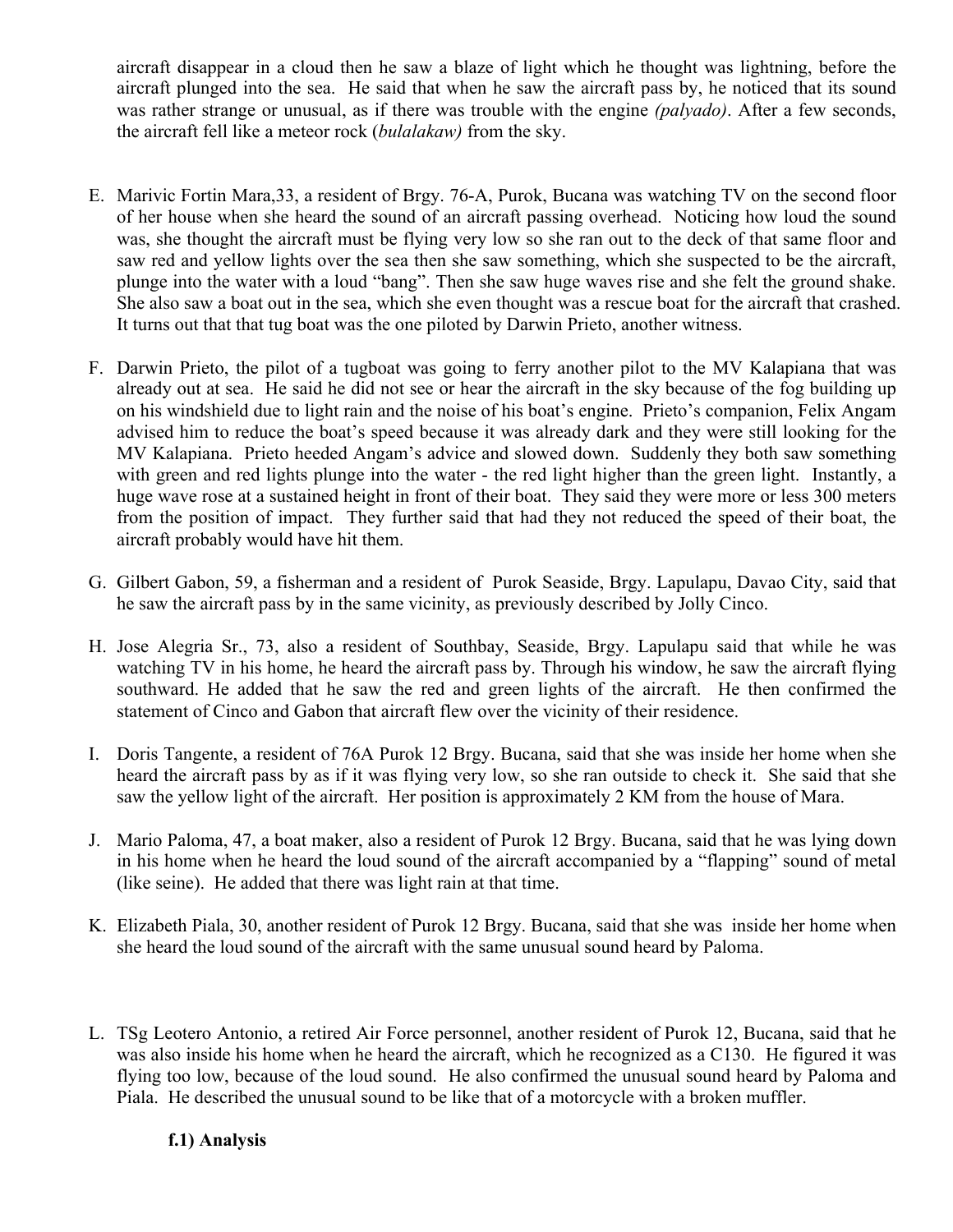aircraft disappear in a cloud then he saw a blaze of light which he thought was lightning, before the aircraft plunged into the sea. He said that when he saw the aircraft pass by, he noticed that its sound was rather strange or unusual, as if there was trouble with the engine *(palyado)*. After a few seconds, the aircraft fell like a meteor rock (*bulalakaw)* from the sky.

E. Marivic Fortin Mara,33, a resident of Brgy. 76-A, Purok, Bucana was watching TV on the second floor of her house when she heard the sound of an aircraft passing overhead. Noticing how loud the sound was, she thought the aircraft must be flying very low so she ran out to the deck of that same floor and saw red and yellow lights over the sea then she saw something, which she suspected to be the aircraft, plunge into the water with a loud "bang". Then she saw huge waves rise and she felt the ground shake. She also saw a boat out in the sea, which she even thought was a rescue boat for the aircraft that crashed. It turns out that that tug boat was the one piloted by Darwin Prieto, another witness.

F. Darwin Prieto, the pilot of a tugboat was going to ferry another pilot to the MV Kalapiana that was already out at sea. He said he did not see or hear the aircraft in the sky because of the fog building up on his windshield due to light rain and the noise of his boat's engine. Prieto's companion, Felix Angam advised him to reduce the boat's speed because it was already dark and they were still looking for the MV Kalapiana. Prieto heeded Angam's advice and slowed down. Suddenly they both saw something with green and red lights plunge into the water - the red light higher than the green light. Instantly, a huge wave rose at a sustained height in front of their boat. They said they were more or less 300 meters from the position of impact. They further said that had they not reduced the speed of their boat, the aircraft probably would have hit them.

G. Gilbert Gabon, 59, a fisherman and a resident of Purok Seaside, Brgy. Lapulapu, Davao City, said that he saw the aircraft pass by in the same vicinity, as previously described by Jolly Cinco.

H. Jose Alegria Sr., 73, also a resident of Southbay, Seaside, Brgy. Lapulapu said that while he was watching TV in his home, he heard the aircraft pass by. Through his window, he saw the aircraft flying southward. He added that he saw the red and green lights of the aircraft. He then confirmed the statement of Cinco and Gabon that aircraft flew over the vicinity of their residence.

I. Doris Tangente, a resident of 76A Purok 12 Brgy. Bucana, said that she was inside her home when she heard the aircraft pass by as if it was flying very low, so she ran outside to check it. She said that she saw the yellow light of the aircraft. Her position is approximately 2 KM from the house of Mara.

J. Mario Paloma, 47, a boat maker, also a resident of Purok 12 Brgy. Bucana, said that he was lying down in his home when he heard the loud sound of the aircraft accompanied by a "flapping" sound of metal (like seine). He added that there was light rain at that time.

K. Elizabeth Piala, 30, another resident of Purok 12 Brgy. Bucana, said that she was inside her home when she heard the loud sound of the aircraft with the same unusual sound heard by Paloma.

L. TSg Leotero Antonio, a retired Air Force personnel, another resident of Purok 12, Bucana, said that he was also inside his home when he heard the aircraft, which he recognized as a C130. He figured it was flying too low, because of the loud sound. He also confirmed the unusual sound heard by Paloma and Piala. He described the unusual sound to be like that of a motorcycle with a broken muffler.

**f.1) Analysis**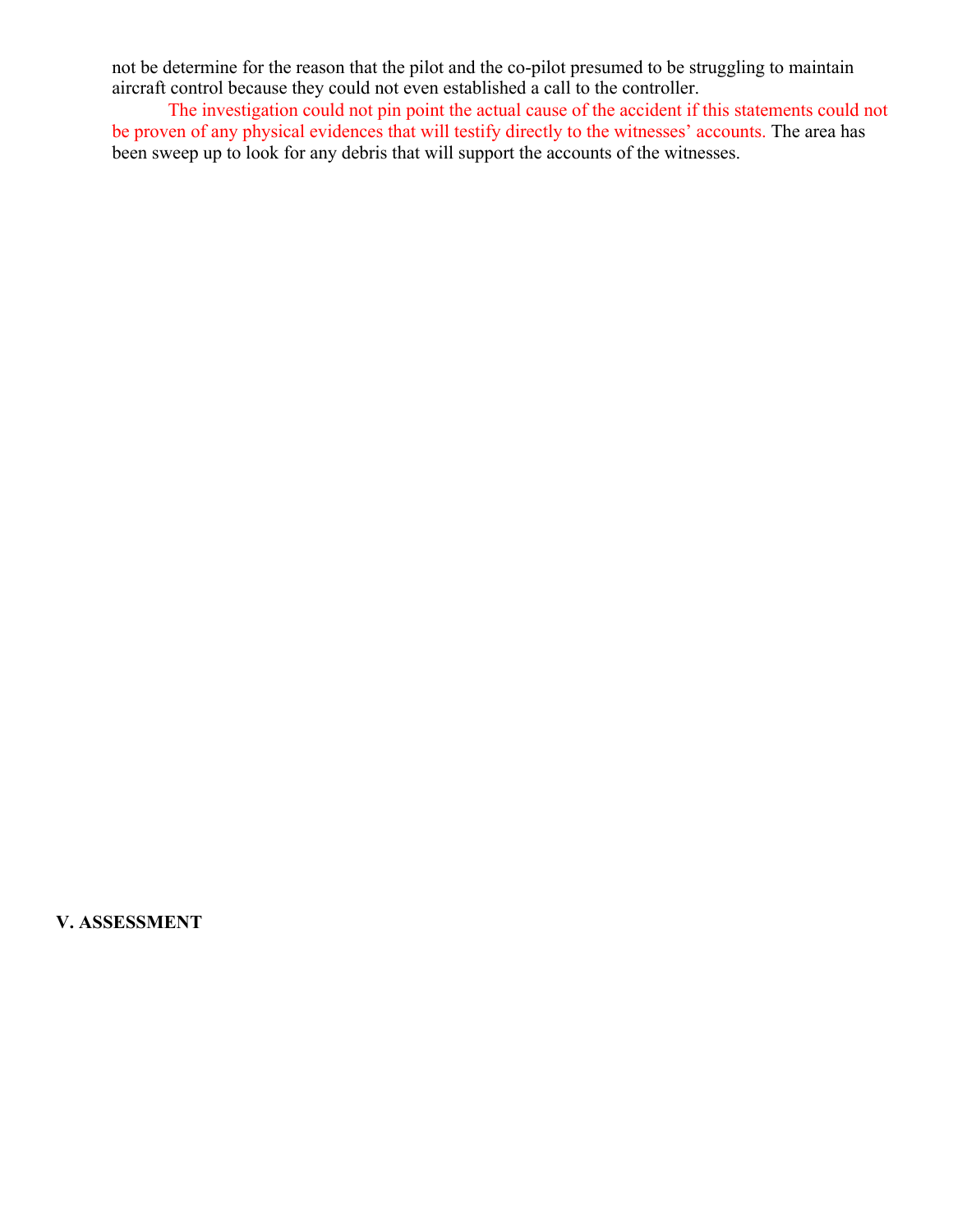not be determine for the reason that the pilot and the co-pilot presumed to be struggling to maintain aircraft control because they could not even established a call to the controller.

The investigation could not pin point the actual cause of the accident if this statements could not be proven of any physical evidences that will testify directly to the witnesses' accounts. The area has been sweep up to look for any debris that will support the accounts of the witnesses.

**V. ASSESSMENT**